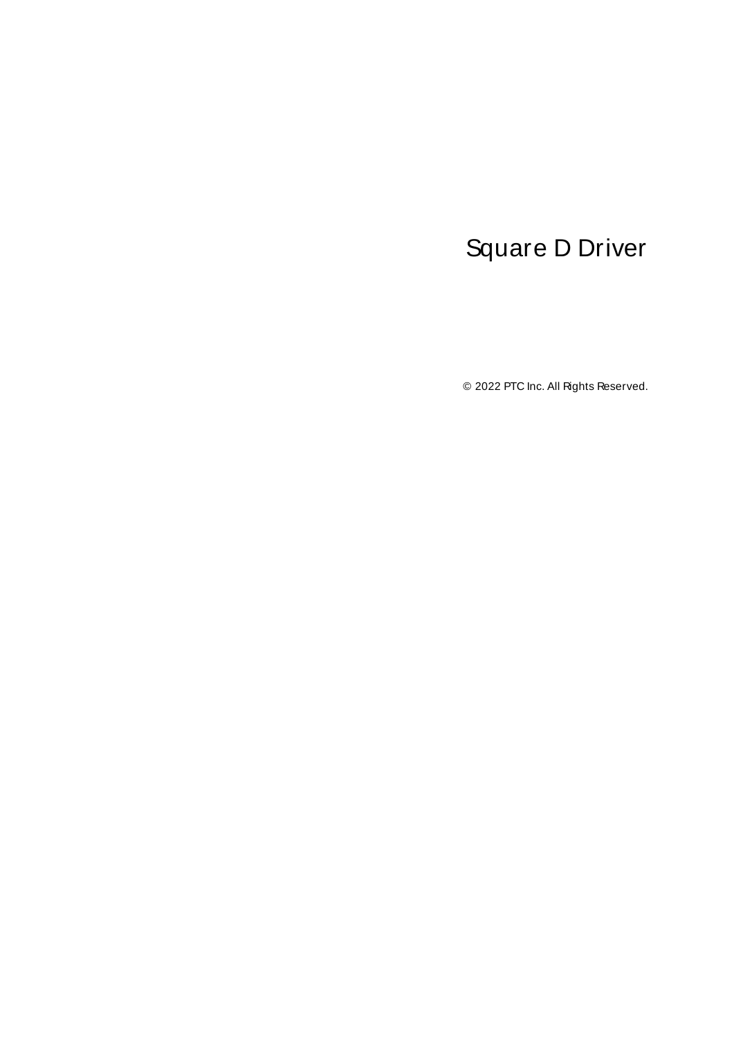# Square D Driver

© 2022 PTC Inc. All Rights Reserved.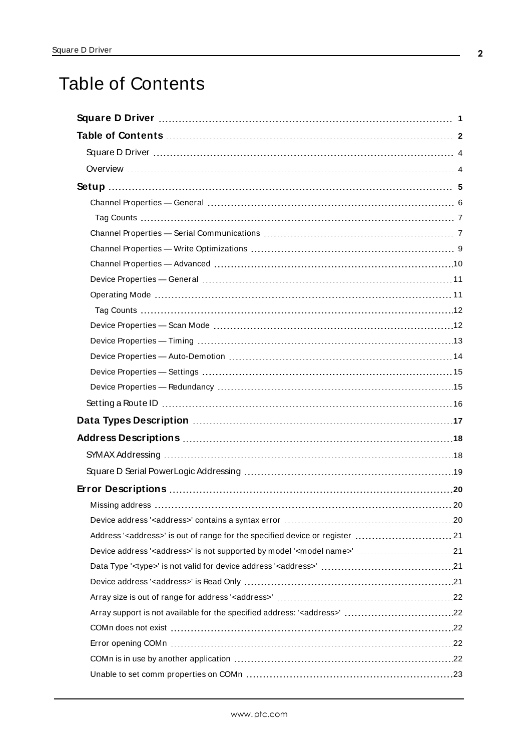# Table of Contents

**Square D Driver** 1

**Table of Contents** 2

- Square D Driver 4
- Overview 4

**Setup** 5

- Channel Properties — General 6
  - Tag Counts 7
- Channel Properties — Serial Communications 7
- Channel Properties — Write Optimizations 9
- Channel Properties — Advanced 10
- Device Properties — General 11
- Operating Mode 11
  - Tag Counts 12
- Device Properties — Scan Mode 12
- Device Properties — Timing 13
- Device Properties — Auto-Demotion 14
- Device Properties — Settings 15
- Device Properties — Redundancy 15
- Setting a Route ID 16

**Data Types Description** 17

**Address Descriptions** 18

- SYMAX Addressing 18
- Square D Serial PowerLogic Addressing 19

**Error Descriptions** 20

- Missing address 20
- Device address '<address>' contains a syntax error 20
- Address '<address>' is out of range for the specified device or register 21
- Device address '<address>' is not supported by model '<model name>' 21
- Data Type '<type>' is not valid for device address '<address>' 21
- Device address '<address>' is Read Only 21
- Array size is out of range for address '<address>' 22
- Array support is not available for the specified address: '<address>' 22
- COMn does not exist 22
- Error opening COMn 22
- COMn is in use by another application 22
- Unable to set comm properties on COMn 23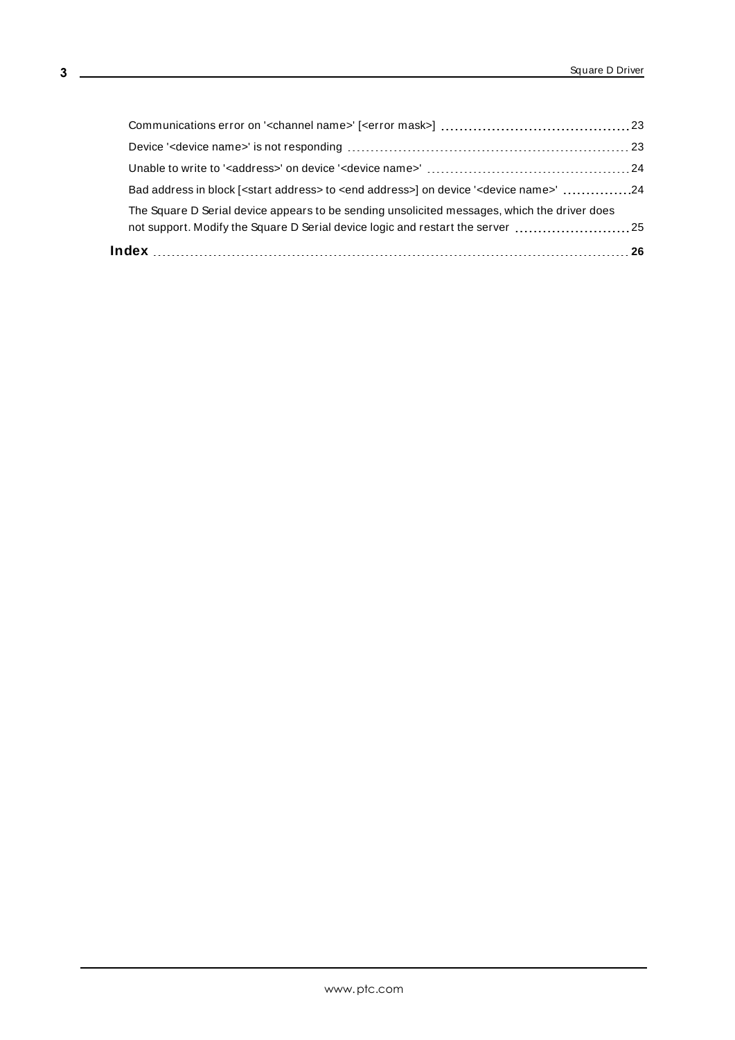Communications error on '<channel name>' [<error mask>] ........................................ 23

Device '<device name>' is not responding ........................................ 23

Unable to write to '<address>' on device '<device name>' ........................................ 24

Bad address in block [<start address> to <end address>] on device '<device name>' ........................................ 24

The Square D Serial device appears to be sending unsolicited messages, which the driver does not support. Modify the Square D Serial device logic and restart the server ........................................ 25

**Index** ........................................ **26**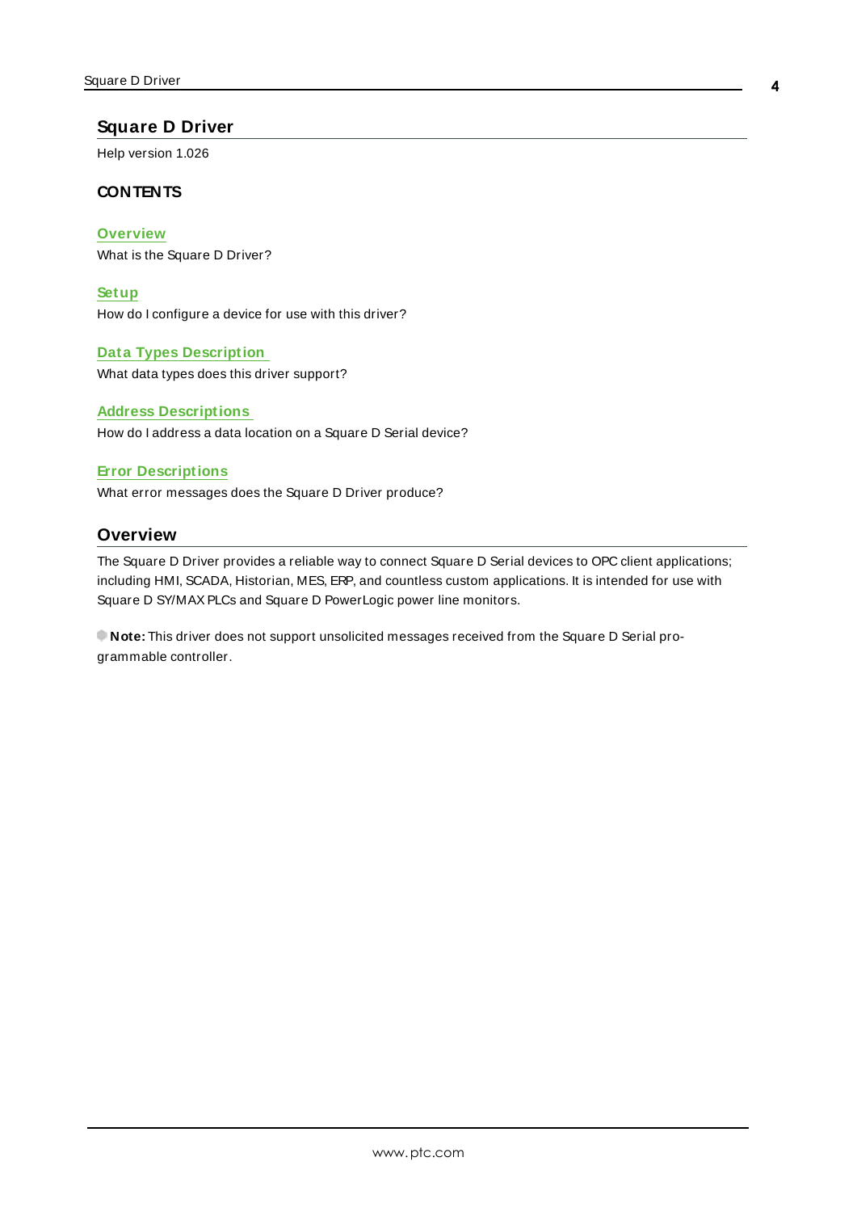# Square D Driver

Help version 1.026

## CONTENTS

**Overview**
What is the Square D Driver?

**Setup**
How do I configure a device for use with this driver?

**Data Types Description**
What data types does this driver support?

**Address Descriptions**
How do I address a data location on a Square D Serial device?

**Error Descriptions**
What error messages does the Square D Driver produce?

# Overview

The Square D Driver provides a reliable way to connect Square D Serial devices to OPC client applications; including HMI, SCADA, Historian, MES, ERP, and countless custom applications. It is intended for use with Square D SY/MAX PLCs and Square D PowerLogic power line monitors.

**Note:** This driver does not support unsolicited messages received from the Square D Serial programmable controller.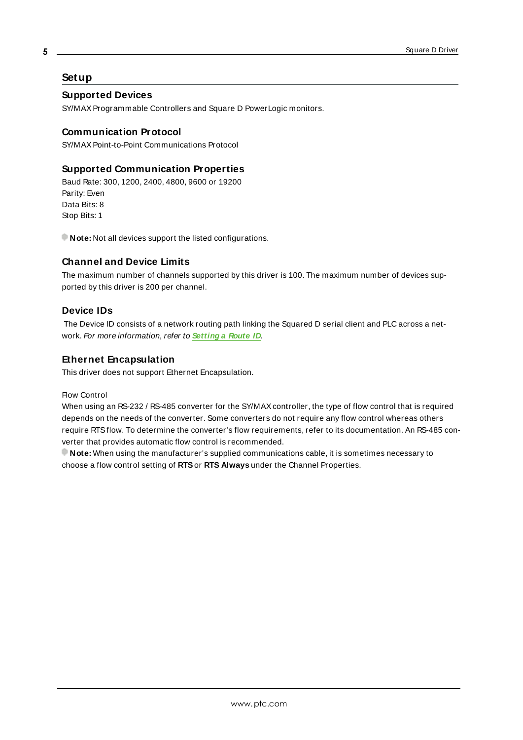# Setup

## Supported Devices

SY/MAX Programmable Controllers and Square D PowerLogic monitors.

## Communication Protocol

SY/MAX Point-to-Point Communications Protocol

## Supported Communication Properties

Baud Rate: 300, 1200, 2400, 4800, 9600 or 19200
Parity: Even
Data Bits: 8
Stop Bits: 1

**Note:** Not all devices support the listed configurations.

## Channel and Device Limits

The maximum number of channels supported by this driver is 100. The maximum number of devices supported by this driver is 200 per channel.

## Device IDs

The Device ID consists of a network routing path linking the Squared D serial client and PLC across a network. *For more information, refer to* ***Setting a Route ID****.*

## Ethernet Encapsulation

This driver does not support Ethernet Encapsulation.

Flow Control

When using an RS-232 / RS-485 converter for the SY/MAX controller, the type of flow control that is required depends on the needs of the converter. Some converters do not require any flow control whereas others require RTS flow. To determine the converter's flow requirements, refer to its documentation. An RS-485 converter that provides automatic flow control is recommended.

**Note:** When using the manufacturer's supplied communications cable, it is sometimes necessary to choose a flow control setting of **RTS** or **RTS Always** under the Channel Properties.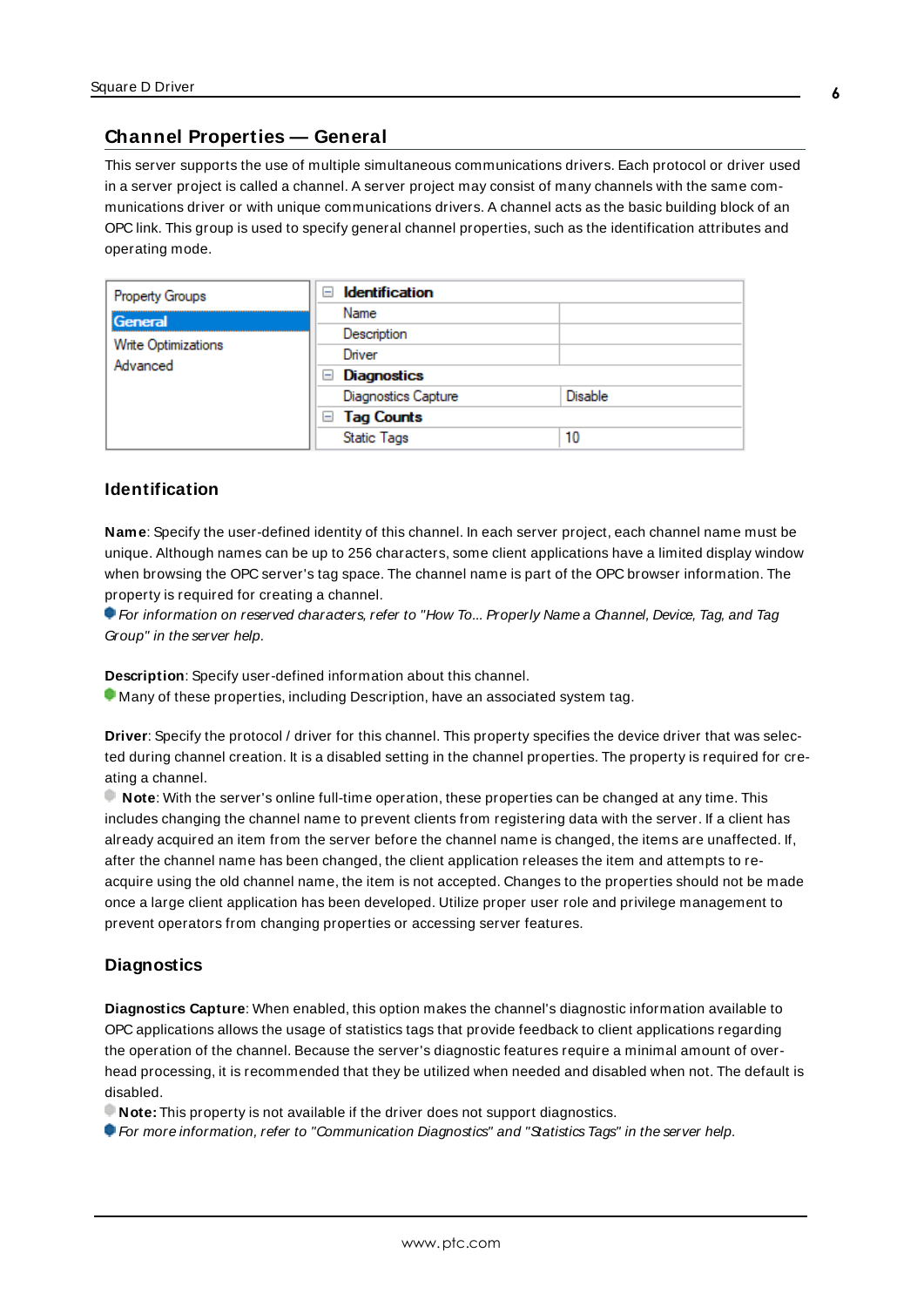## Channel Properties — General

This server supports the use of multiple simultaneous communications drivers. Each protocol or driver used in a server project is called a channel. A server project may consist of many channels with the same communications driver or with unique communications drivers. A channel acts as the basic building block of an OPC link. This group is used to specify general channel properties, such as the identification attributes and operating mode.

| Property Groups | Identification | |
|---|---|---|
| **General** | Name | |
| Write Optimizations | Description | |
| Advanced | Driver | |
| | **Diagnostics** | |
| | Diagnostics Capture | Disable |
| | **Tag Counts** | |
| | Static Tags | 10 |

### Identification

**Name**: Specify the user-defined identity of this channel. In each server project, each channel name must be unique. Although names can be up to 256 characters, some client applications have a limited display window when browsing the OPC server's tag space. The channel name is part of the OPC browser information. The property is required for creating a channel.

*For information on reserved characters, refer to "How To... Properly Name a Channel, Device, Tag, and Tag Group" in the server help.*

**Description**: Specify user-defined information about this channel.

Many of these properties, including Description, have an associated system tag.

**Driver**: Specify the protocol / driver for this channel. This property specifies the device driver that was selected during channel creation. It is a disabled setting in the channel properties. The property is required for creating a channel.

**Note**: With the server's online full-time operation, these properties can be changed at any time. This includes changing the channel name to prevent clients from registering data with the server. If a client has already acquired an item from the server before the channel name is changed, the items are unaffected. If, after the channel name has been changed, the client application releases the item and attempts to re-acquire using the old channel name, the item is not accepted. Changes to the properties should not be made once a large client application has been developed. Utilize proper user role and privilege management to prevent operators from changing properties or accessing server features.

### Diagnostics

**Diagnostics Capture**: When enabled, this option makes the channel's diagnostic information available to OPC applications allows the usage of statistics tags that provide feedback to client applications regarding the operation of the channel. Because the server's diagnostic features require a minimal amount of overhead processing, it is recommended that they be utilized when needed and disabled when not. The default is disabled.

**Note:** This property is not available if the driver does not support diagnostics.

*For more information, refer to "Communication Diagnostics" and "Statistics Tags" in the server help.*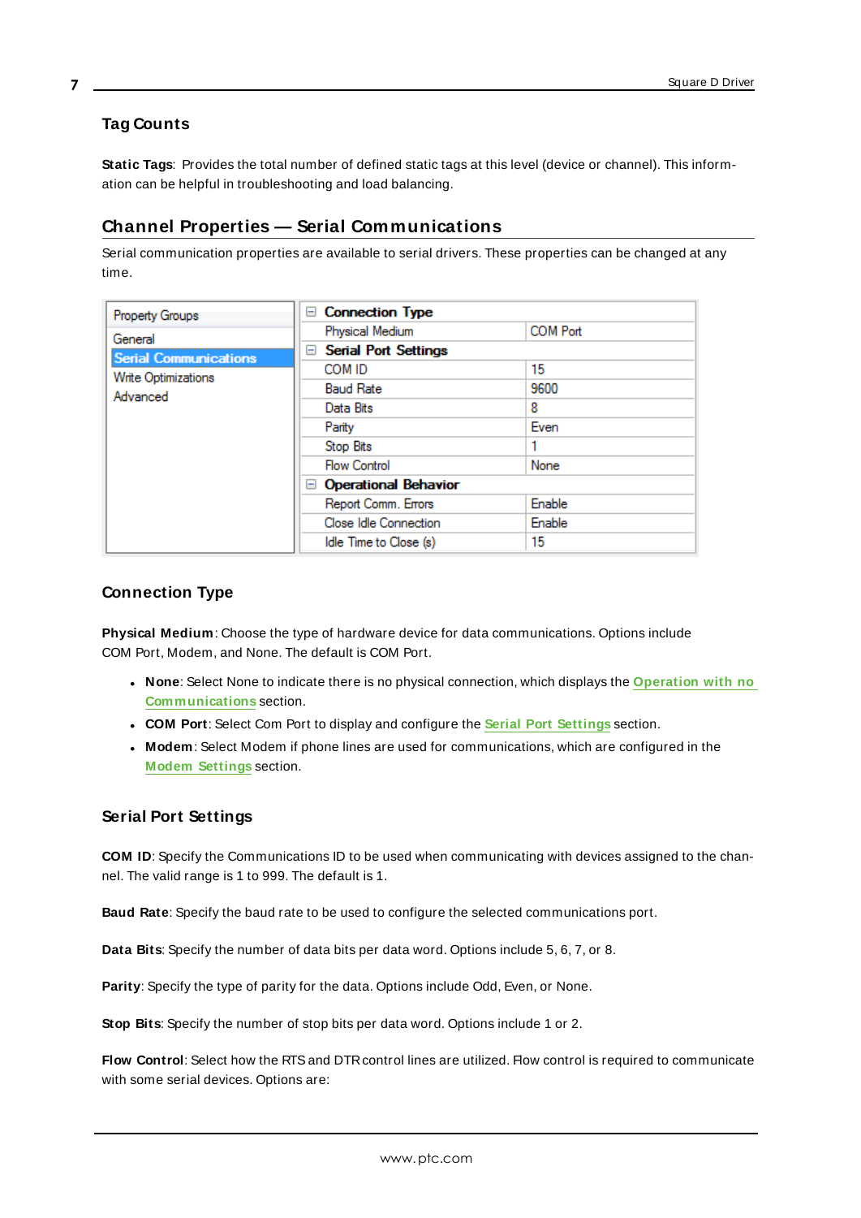## Tag Counts

**Static Tags**: Provides the total number of defined static tags at this level (device or channel). This information can be helpful in troubleshooting and load balancing.

## Channel Properties — Serial Communications

Serial communication properties are available to serial drivers. These properties can be changed at any time.

| Property Groups | | |
|---|---|---|
| General | **Connection Type** | |
| **Serial Communications** | Physical Medium | COM Port |
| Write Optimizations | **Serial Port Settings** | |
| Advanced | COM ID | 15 |
| | Baud Rate | 9600 |
| | Data Bits | 8 |
| | Parity | Even |
| | Stop Bits | 1 |
| | Flow Control | None |
| | **Operational Behavior** | |
| | Report Comm. Errors | Enable |
| | Close Idle Connection | Enable |
| | Idle Time to Close (s) | 15 |

### Connection Type

**Physical Medium**: Choose the type of hardware device for data communications. Options include COM Port, Modem, and None. The default is COM Port.

- **None**: Select None to indicate there is no physical connection, which displays the **Operation with no Communications** section.
- **COM Port**: Select Com Port to display and configure the **Serial Port Settings** section.
- **Modem**: Select Modem if phone lines are used for communications, which are configured in the **Modem Settings** section.

### Serial Port Settings

**COM ID**: Specify the Communications ID to be used when communicating with devices assigned to the channel. The valid range is 1 to 999. The default is 1.

**Baud Rate**: Specify the baud rate to be used to configure the selected communications port.

**Data Bits**: Specify the number of data bits per data word. Options include 5, 6, 7, or 8.

**Parity**: Specify the type of parity for the data. Options include Odd, Even, or None.

**Stop Bits**: Specify the number of stop bits per data word. Options include 1 or 2.

**Flow Control**: Select how the RTS and DTR control lines are utilized. Flow control is required to communicate with some serial devices. Options are: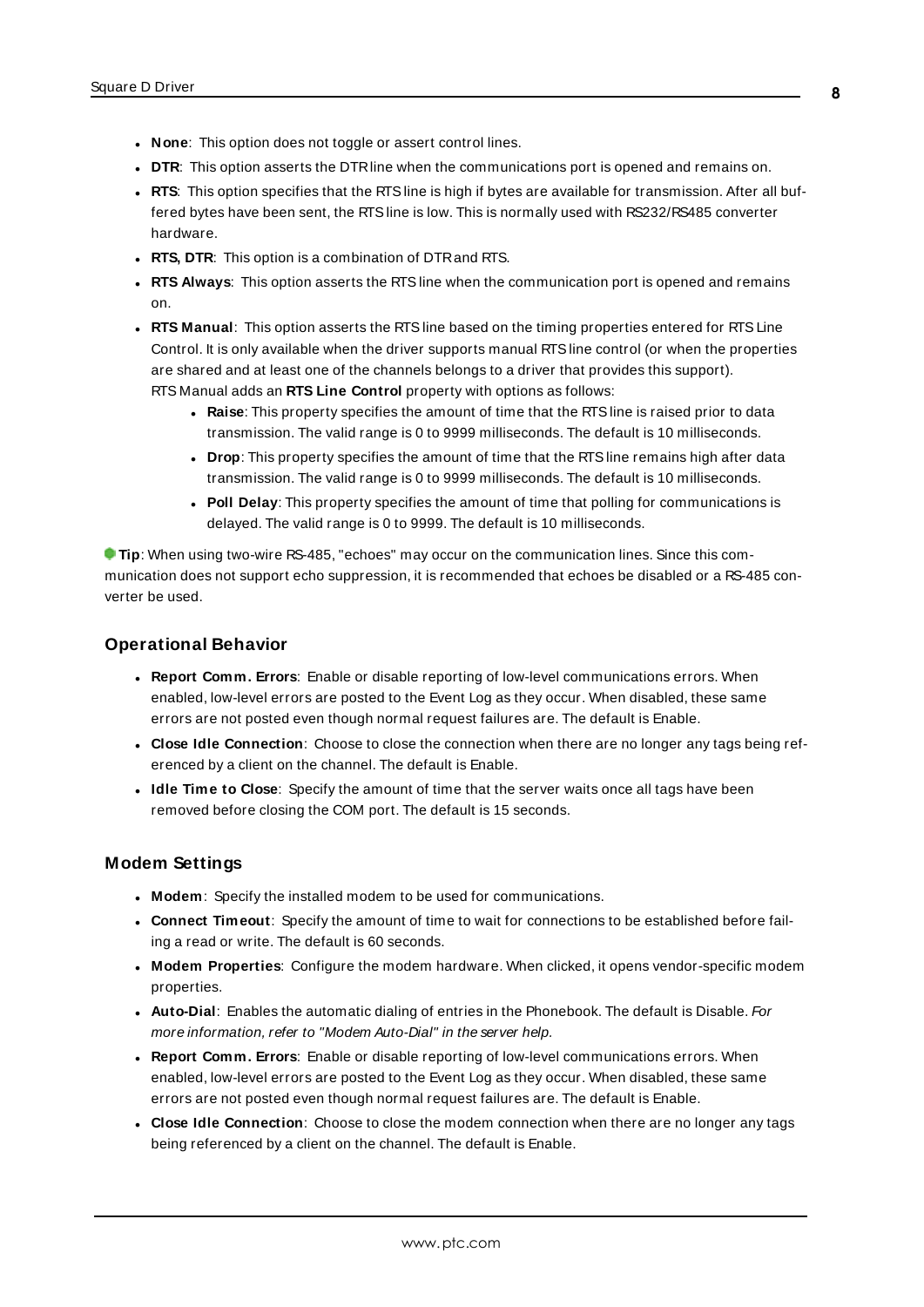- **None**: This option does not toggle or assert control lines.
- **DTR**: This option asserts the DTR line when the communications port is opened and remains on.
- **RTS**: This option specifies that the RTS line is high if bytes are available for transmission. After all buffered bytes have been sent, the RTS line is low. This is normally used with RS232/RS485 converter hardware.
- **RTS, DTR**: This option is a combination of DTR and RTS.
- **RTS Always**: This option asserts the RTS line when the communication port is opened and remains on.
- **RTS Manual**: This option asserts the RTS line based on the timing properties entered for RTS Line Control. It is only available when the driver supports manual RTS line control (or when the properties are shared and at least one of the channels belongs to a driver that provides this support). RTS Manual adds an **RTS Line Control** property with options as follows:
  - **Raise**: This property specifies the amount of time that the RTS line is raised prior to data transmission. The valid range is 0 to 9999 milliseconds. The default is 10 milliseconds.
  - **Drop**: This property specifies the amount of time that the RTS line remains high after data transmission. The valid range is 0 to 9999 milliseconds. The default is 10 milliseconds.
  - **Poll Delay**: This property specifies the amount of time that polling for communications is delayed. The valid range is 0 to 9999. The default is 10 milliseconds.

**Tip**: When using two-wire RS-485, "echoes" may occur on the communication lines. Since this communication does not support echo suppression, it is recommended that echoes be disabled or a RS-485 converter be used.

### Operational Behavior

- **Report Comm. Errors**: Enable or disable reporting of low-level communications errors. When enabled, low-level errors are posted to the Event Log as they occur. When disabled, these same errors are not posted even though normal request failures are. The default is Enable.
- **Close Idle Connection**: Choose to close the connection when there are no longer any tags being referenced by a client on the channel. The default is Enable.
- **Idle Time to Close**: Specify the amount of time that the server waits once all tags have been removed before closing the COM port. The default is 15 seconds.

### Modem Settings

- **Modem**: Specify the installed modem to be used for communications.
- **Connect Timeout**: Specify the amount of time to wait for connections to be established before failing a read or write. The default is 60 seconds.
- **Modem Properties**: Configure the modem hardware. When clicked, it opens vendor-specific modem properties.
- **Auto-Dial**: Enables the automatic dialing of entries in the Phonebook. The default is Disable. *For more information, refer to "Modem Auto-Dial" in the server help.*
- **Report Comm. Errors**: Enable or disable reporting of low-level communications errors. When enabled, low-level errors are posted to the Event Log as they occur. When disabled, these same errors are not posted even though normal request failures are. The default is Enable.
- **Close Idle Connection**: Choose to close the modem connection when there are no longer any tags being referenced by a client on the channel. The default is Enable.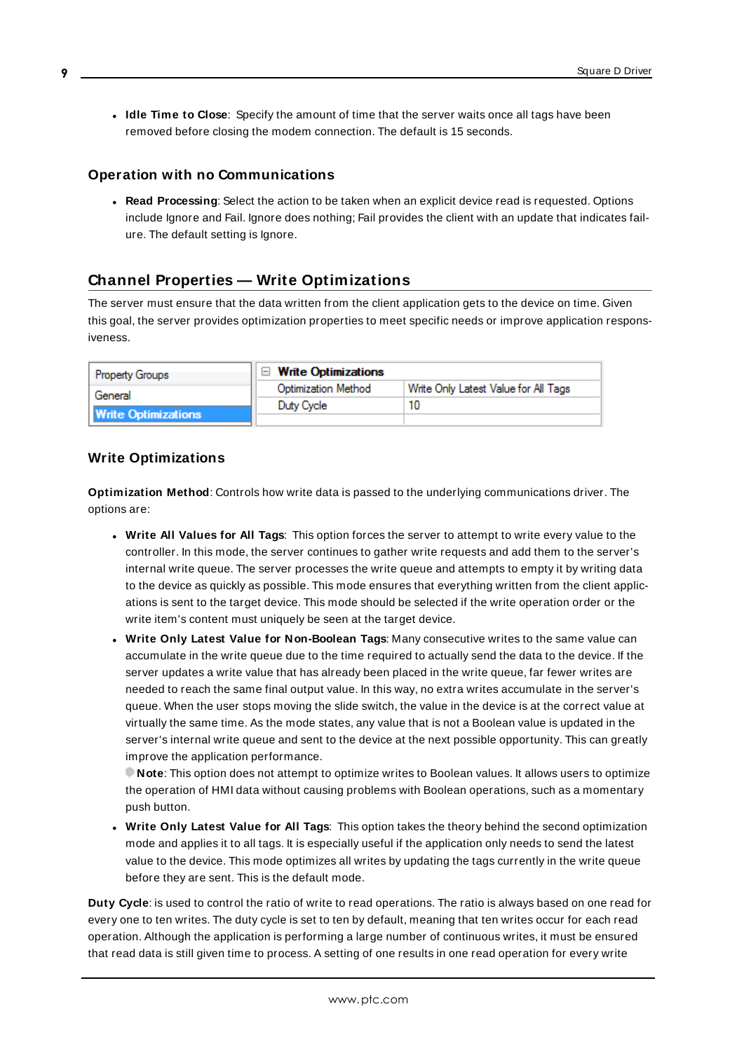- **Idle Time to Close**: Specify the amount of time that the server waits once all tags have been removed before closing the modem connection. The default is 15 seconds.

### Operation with no Communications

- **Read Processing**: Select the action to be taken when an explicit device read is requested. Options include Ignore and Fail. Ignore does nothing; Fail provides the client with an update that indicates failure. The default setting is Ignore.

## Channel Properties — Write Optimizations

The server must ensure that the data written from the client application gets to the device on time. Given this goal, the server provides optimization properties to meet specific needs or improve application responsiveness.

| Property Groups | Write Optimizations | |
|---|---|---|
| General | Optimization Method | Write Only Latest Value for All Tags |
| Write Optimizations | Duty Cycle | 10 |

### Write Optimizations

**Optimization Method**: Controls how write data is passed to the underlying communications driver. The options are:

- **Write All Values for All Tags**: This option forces the server to attempt to write every value to the controller. In this mode, the server continues to gather write requests and add them to the server's internal write queue. The server processes the write queue and attempts to empty it by writing data to the device as quickly as possible. This mode ensures that everything written from the client applications is sent to the target device. This mode should be selected if the write operation order or the write item's content must uniquely be seen at the target device.
- **Write Only Latest Value for Non-Boolean Tags**: Many consecutive writes to the same value can accumulate in the write queue due to the time required to actually send the data to the device. If the server updates a write value that has already been placed in the write queue, far fewer writes are needed to reach the same final output value. In this way, no extra writes accumulate in the server's queue. When the user stops moving the slide switch, the value in the device is at the correct value at virtually the same time. As the mode states, any value that is not a Boolean value is updated in the server's internal write queue and sent to the device at the next possible opportunity. This can greatly improve the application performance.

  **Note**: This option does not attempt to optimize writes to Boolean values. It allows users to optimize the operation of HMI data without causing problems with Boolean operations, such as a momentary push button.
- **Write Only Latest Value for All Tags**: This option takes the theory behind the second optimization mode and applies it to all tags. It is especially useful if the application only needs to send the latest value to the device. This mode optimizes all writes by updating the tags currently in the write queue before they are sent. This is the default mode.

**Duty Cycle**: is used to control the ratio of write to read operations. The ratio is always based on one read for every one to ten writes. The duty cycle is set to ten by default, meaning that ten writes occur for each read operation. Although the application is performing a large number of continuous writes, it must be ensured that read data is still given time to process. A setting of one results in one read operation for every write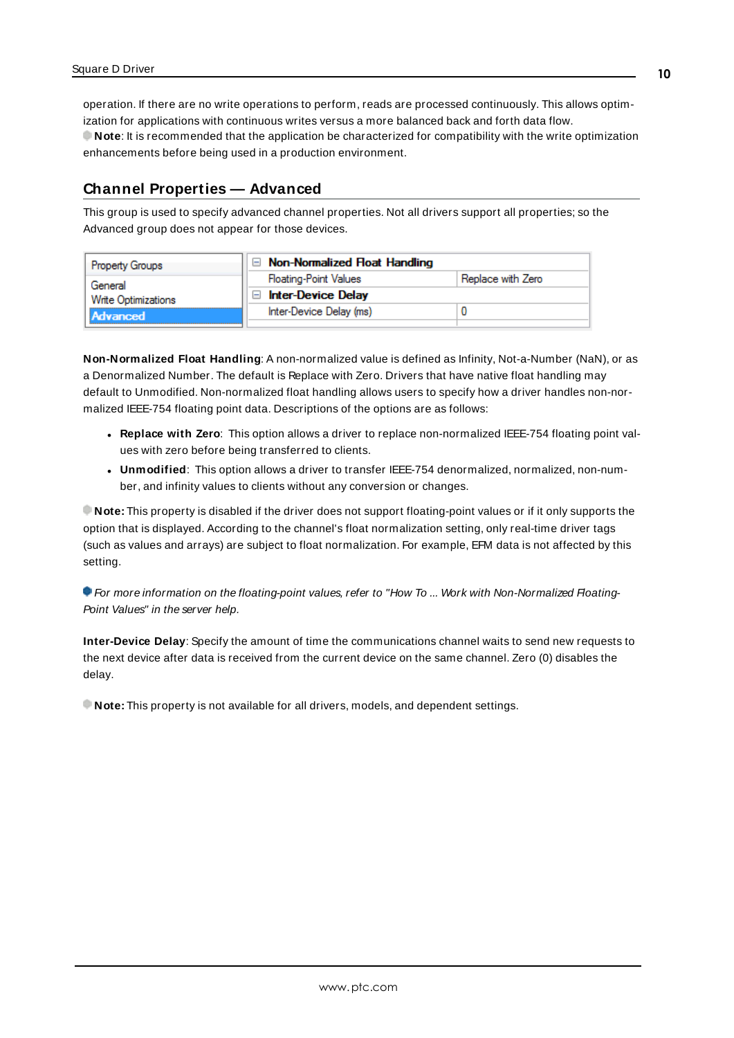operation. If there are no write operations to perform, reads are processed continuously. This allows optimization for applications with continuous writes versus a more balanced back and forth data flow.

**Note**: It is recommended that the application be characterized for compatibility with the write optimization enhancements before being used in a production environment.

## Channel Properties — Advanced

This group is used to specify advanced channel properties. Not all drivers support all properties; so the Advanced group does not appear for those devices.

| Property Groups | Non-Normalized Float Handling | |
|---|---|---|
| General | Floating-Point Values | Replace with Zero |
| Write Optimizations | **Inter-Device Delay** | |
| **Advanced** | Inter-Device Delay (ms) | 0 |

**Non-Normalized Float Handling**: A non-normalized value is defined as Infinity, Not-a-Number (NaN), or as a Denormalized Number. The default is Replace with Zero. Drivers that have native float handling may default to Unmodified. Non-normalized float handling allows users to specify how a driver handles non-normalized IEEE-754 floating point data. Descriptions of the options are as follows:

- **Replace with Zero**: This option allows a driver to replace non-normalized IEEE-754 floating point values with zero before being transferred to clients.
- **Unmodified**: This option allows a driver to transfer IEEE-754 denormalized, normalized, non-number, and infinity values to clients without any conversion or changes.

**Note:** This property is disabled if the driver does not support floating-point values or if it only supports the option that is displayed. According to the channel's float normalization setting, only real-time driver tags (such as values and arrays) are subject to float normalization. For example, EFM data is not affected by this setting.

*For more information on the floating-point values, refer to "How To ... Work with Non-Normalized Floating-Point Values" in the server help.*

**Inter-Device Delay**: Specify the amount of time the communications channel waits to send new requests to the next device after data is received from the current device on the same channel. Zero (0) disables the delay.

**Note:** This property is not available for all drivers, models, and dependent settings.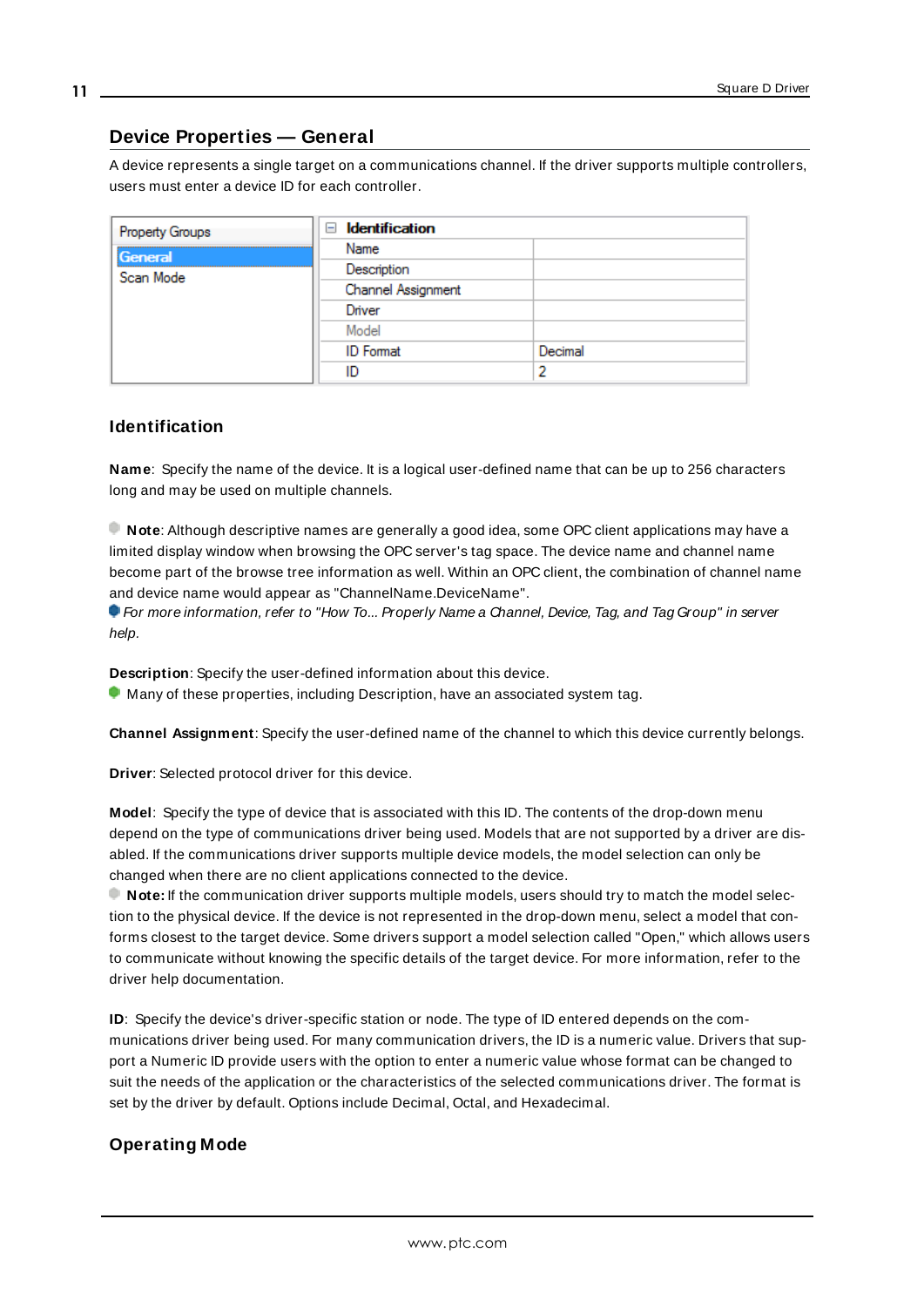## Device Properties — General

A device represents a single target on a communications channel. If the driver supports multiple controllers, users must enter a device ID for each controller.

| Property Groups |
|---|
| General |
| Scan Mode |

| Identification | |
|---|---|
| Name | |
| Description | |
| Channel Assignment | |
| Driver | |
| Model | |
| ID Format | Decimal |
| ID | 2 |

### Identification

**Name**: Specify the name of the device. It is a logical user-defined name that can be up to 256 characters long and may be used on multiple channels.

**Note**: Although descriptive names are generally a good idea, some OPC client applications may have a limited display window when browsing the OPC server's tag space. The device name and channel name become part of the browse tree information as well. Within an OPC client, the combination of channel name and device name would appear as "ChannelName.DeviceName".

*For more information, refer to "How To... Properly Name a Channel, Device, Tag, and Tag Group" in server help.*

**Description**: Specify the user-defined information about this device.

Many of these properties, including Description, have an associated system tag.

**Channel Assignment**: Specify the user-defined name of the channel to which this device currently belongs.

**Driver**: Selected protocol driver for this device.

**Model**: Specify the type of device that is associated with this ID. The contents of the drop-down menu depend on the type of communications driver being used. Models that are not supported by a driver are disabled. If the communications driver supports multiple device models, the model selection can only be changed when there are no client applications connected to the device.

**Note:** If the communication driver supports multiple models, users should try to match the model selection to the physical device. If the device is not represented in the drop-down menu, select a model that conforms closest to the target device. Some drivers support a model selection called "Open," which allows users to communicate without knowing the specific details of the target device. For more information, refer to the driver help documentation.

**ID**: Specify the device's driver-specific station or node. The type of ID entered depends on the communications driver being used. For many communication drivers, the ID is a numeric value. Drivers that support a Numeric ID provide users with the option to enter a numeric value whose format can be changed to suit the needs of the application or the characteristics of the selected communications driver. The format is set by the driver by default. Options include Decimal, Octal, and Hexadecimal.

### Operating Mode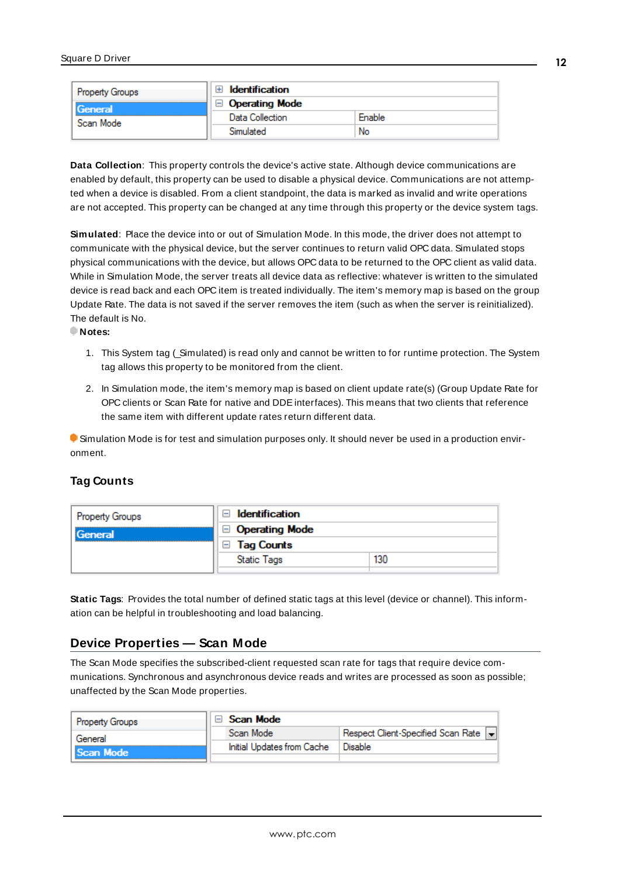| Property Groups | Identification | |
|---|---|---|
| General | Operating Mode | |
| Scan Mode | Data Collection | Enable |
| | Simulated | No |

**Data Collection**: This property controls the device's active state. Although device communications are enabled by default, this property can be used to disable a physical device. Communications are not attempted when a device is disabled. From a client standpoint, the data is marked as invalid and write operations are not accepted. This property can be changed at any time through this property or the device system tags.

**Simulated**: Place the device into or out of Simulation Mode. In this mode, the driver does not attempt to communicate with the physical device, but the server continues to return valid OPC data. Simulated stops physical communications with the device, but allows OPC data to be returned to the OPC client as valid data. While in Simulation Mode, the server treats all device data as reflective: whatever is written to the simulated device is read back and each OPC item is treated individually. The item's memory map is based on the group Update Rate. The data is not saved if the server removes the item (such as when the server is reinitialized). The default is No.

**Notes:**

1. This System tag (_Simulated) is read only and cannot be written to for runtime protection. The System tag allows this property to be monitored from the client.
2. In Simulation mode, the item's memory map is based on client update rate(s) (Group Update Rate for OPC clients or Scan Rate for native and DDE interfaces). This means that two clients that reference the same item with different update rates return different data.

Simulation Mode is for test and simulation purposes only. It should never be used in a production environment.

### Tag Counts

| Property Groups | Identification | |
|---|---|---|
| General | Operating Mode | |
| | Tag Counts | |
| | Static Tags | 130 |

**Static Tags**: Provides the total number of defined static tags at this level (device or channel). This information can be helpful in troubleshooting and load balancing.

## Device Properties — Scan Mode

The Scan Mode specifies the subscribed-client requested scan rate for tags that require device communications. Synchronous and asynchronous device reads and writes are processed as soon as possible; unaffected by the Scan Mode properties.

| Property Groups | Scan Mode | |
|---|---|---|
| General | Scan Mode | Respect Client-Specified Scan Rate |
| Scan Mode | Initial Updates from Cache | Disable |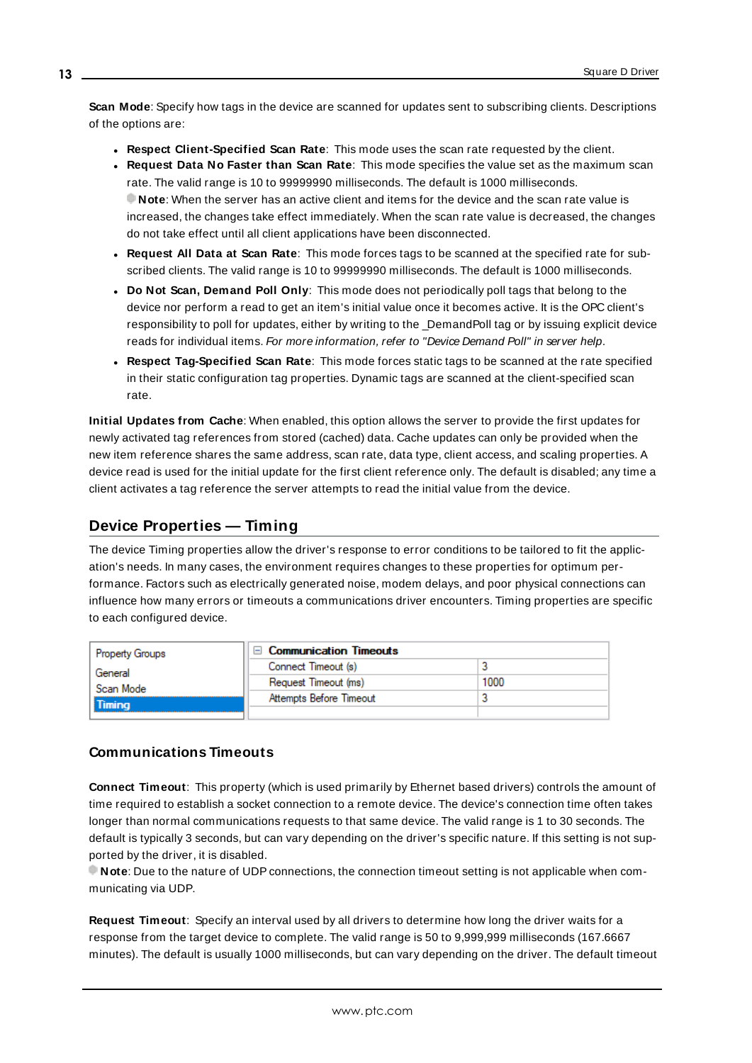**Scan Mode**: Specify how tags in the device are scanned for updates sent to subscribing clients. Descriptions of the options are:

- **Respect Client-Specified Scan Rate**: This mode uses the scan rate requested by the client.
- **Request Data No Faster than Scan Rate**: This mode specifies the value set as the maximum scan rate. The valid range is 10 to 99999990 milliseconds. The default is 1000 milliseconds.
  **Note**: When the server has an active client and items for the device and the scan rate value is increased, the changes take effect immediately. When the scan rate value is decreased, the changes do not take effect until all client applications have been disconnected.
- **Request All Data at Scan Rate**: This mode forces tags to be scanned at the specified rate for subscribed clients. The valid range is 10 to 99999990 milliseconds. The default is 1000 milliseconds.
- **Do Not Scan, Demand Poll Only**: This mode does not periodically poll tags that belong to the device nor perform a read to get an item's initial value once it becomes active. It is the OPC client's responsibility to poll for updates, either by writing to the _DemandPoll tag or by issuing explicit device reads for individual items. *For more information, refer to "Device Demand Poll" in server help.*
- **Respect Tag-Specified Scan Rate**: This mode forces static tags to be scanned at the rate specified in their static configuration tag properties. Dynamic tags are scanned at the client-specified scan rate.

**Initial Updates from Cache**: When enabled, this option allows the server to provide the first updates for newly activated tag references from stored (cached) data. Cache updates can only be provided when the new item reference shares the same address, scan rate, data type, client access, and scaling properties. A device read is used for the initial update for the first client reference only. The default is disabled; any time a client activates a tag reference the server attempts to read the initial value from the device.

## Device Properties — Timing

The device Timing properties allow the driver's response to error conditions to be tailored to fit the application's needs. In many cases, the environment requires changes to these properties for optimum performance. Factors such as electrically generated noise, modem delays, and poor physical connections can influence how many errors or timeouts a communications driver encounters. Timing properties are specific to each configured device.

| Property Groups | Communication Timeouts | |
|---|---|---|
| General | Connect Timeout (s) | 3 |
| Scan Mode | Request Timeout (ms) | 1000 |
| Timing | Attempts Before Timeout | 3 |

### Communications Timeouts

**Connect Timeout**: This property (which is used primarily by Ethernet based drivers) controls the amount of time required to establish a socket connection to a remote device. The device's connection time often takes longer than normal communications requests to that same device. The valid range is 1 to 30 seconds. The default is typically 3 seconds, but can vary depending on the driver's specific nature. If this setting is not supported by the driver, it is disabled.
**Note**: Due to the nature of UDP connections, the connection timeout setting is not applicable when communicating via UDP.

**Request Timeout**: Specify an interval used by all drivers to determine how long the driver waits for a response from the target device to complete. The valid range is 50 to 9,999,999 milliseconds (167.6667 minutes). The default is usually 1000 milliseconds, but can vary depending on the driver. The default timeout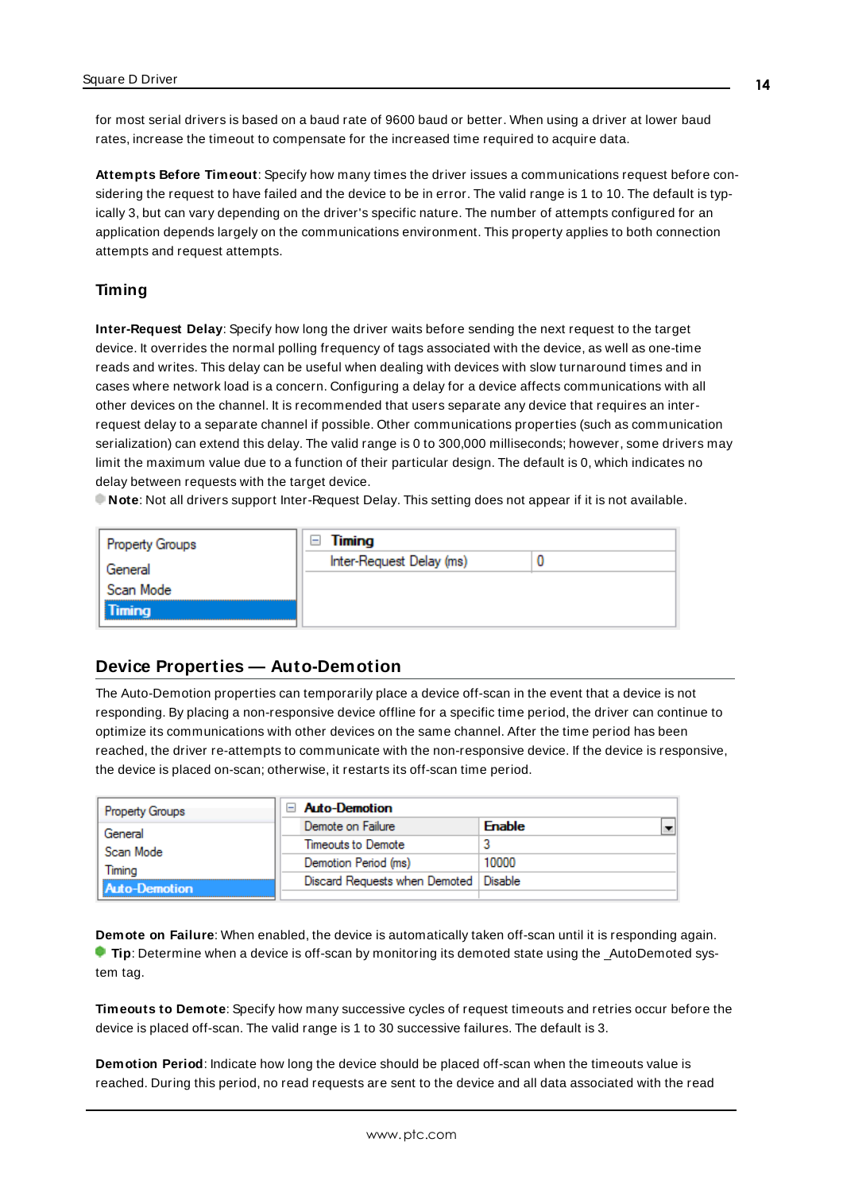for most serial drivers is based on a baud rate of 9600 baud or better. When using a driver at lower baud rates, increase the timeout to compensate for the increased time required to acquire data.

**Attempts Before Timeout**: Specify how many times the driver issues a communications request before considering the request to have failed and the device to be in error. The valid range is 1 to 10. The default is typically 3, but can vary depending on the driver's specific nature. The number of attempts configured for an application depends largely on the communications environment. This property applies to both connection attempts and request attempts.

### Timing

**Inter-Request Delay**: Specify how long the driver waits before sending the next request to the target device. It overrides the normal polling frequency of tags associated with the device, as well as one-time reads and writes. This delay can be useful when dealing with devices with slow turnaround times and in cases where network load is a concern. Configuring a delay for a device affects communications with all other devices on the channel. It is recommended that users separate any device that requires an inter-request delay to a separate channel if possible. Other communications properties (such as communication serialization) can extend this delay. The valid range is 0 to 300,000 milliseconds; however, some drivers may limit the maximum value due to a function of their particular design. The default is 0, which indicates no delay between requests with the target device.

**Note**: Not all drivers support Inter-Request Delay. This setting does not appear if it is not available.

| Property Groups | Timing | |
|---|---|---|
| General | Inter-Request Delay (ms) | 0 |
| Scan Mode | | |
| **Timing** | | |

## Device Properties — Auto-Demotion

The Auto-Demotion properties can temporarily place a device off-scan in the event that a device is not responding. By placing a non-responsive device offline for a specific time period, the driver can continue to optimize its communications with other devices on the same channel. After the time period has been reached, the driver re-attempts to communicate with the non-responsive device. If the device is responsive, the device is placed on-scan; otherwise, it restarts its off-scan time period.

| Property Groups | Auto-Demotion | |
|---|---|---|
| General | Demote on Failure | Enable |
| Scan Mode | Timeouts to Demote | 3 |
| Timing | Demotion Period (ms) | 10000 |
| **Auto-Demotion** | Discard Requests when Demoted | Disable |

**Demote on Failure**: When enabled, the device is automatically taken off-scan until it is responding again.
**Tip**: Determine when a device is off-scan by monitoring its demoted state using the _AutoDemoted system tag.

**Timeouts to Demote**: Specify how many successive cycles of request timeouts and retries occur before the device is placed off-scan. The valid range is 1 to 30 successive failures. The default is 3.

**Demotion Period**: Indicate how long the device should be placed off-scan when the timeouts value is reached. During this period, no read requests are sent to the device and all data associated with the read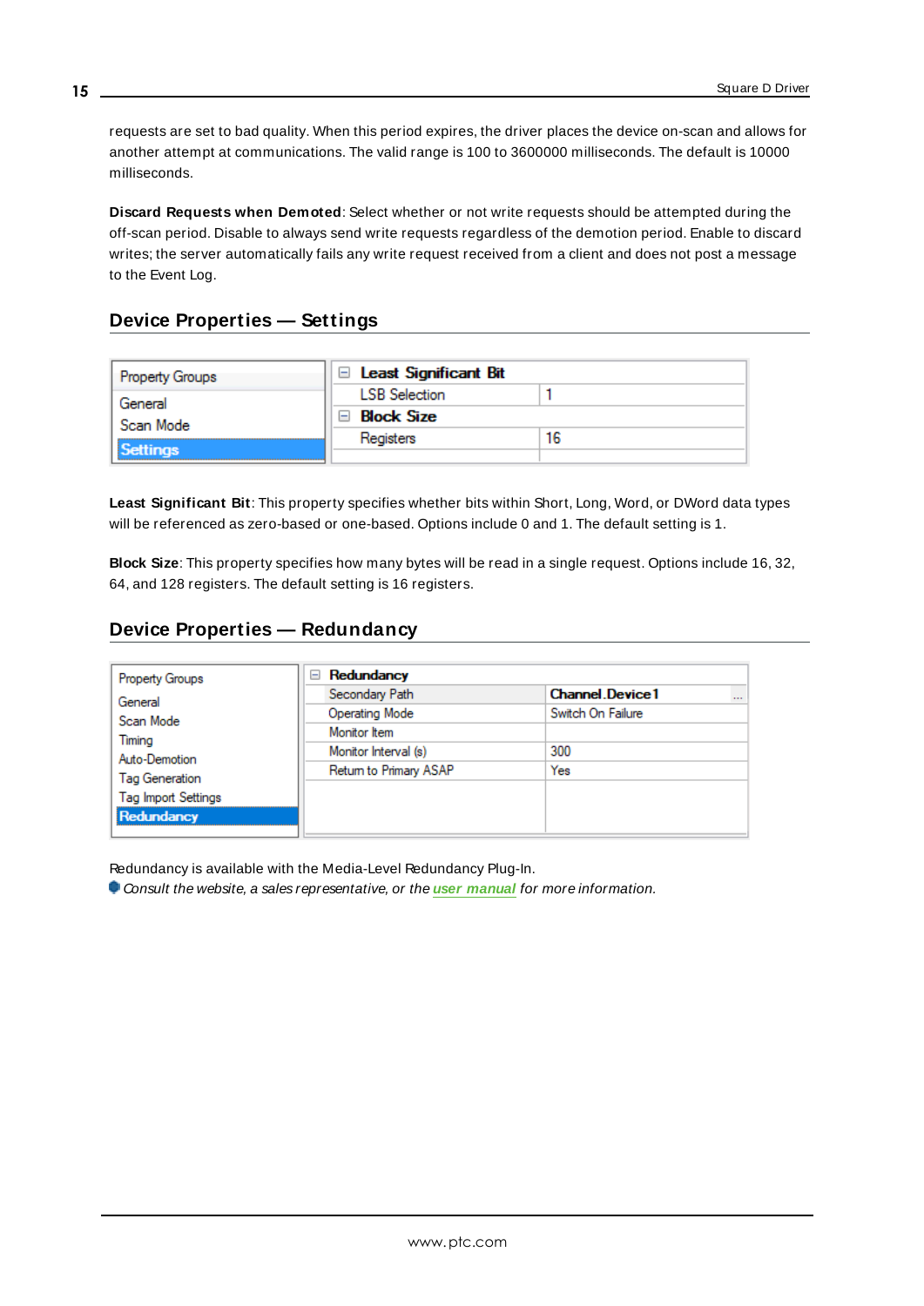requests are set to bad quality. When this period expires, the driver places the device on-scan and allows for another attempt at communications. The valid range is 100 to 3600000 milliseconds. The default is 10000 milliseconds.

**Discard Requests when Demoted**: Select whether or not write requests should be attempted during the off-scan period. Disable to always send write requests regardless of the demotion period. Enable to discard writes; the server automatically fails any write request received from a client and does not post a message to the Event Log.

## Device Properties — Settings

**Least Significant Bit**: This property specifies whether bits within Short, Long, Word, or DWord data types will be referenced as zero-based or one-based. Options include 0 and 1. The default setting is 1.

**Block Size**: This property specifies how many bytes will be read in a single request. Options include 16, 32, 64, and 128 registers. The default setting is 16 registers.

## Device Properties — Redundancy

Redundancy is available with the Media-Level Redundancy Plug-In.

*Consult the website, a sales representative, or the **user manual** for more information.*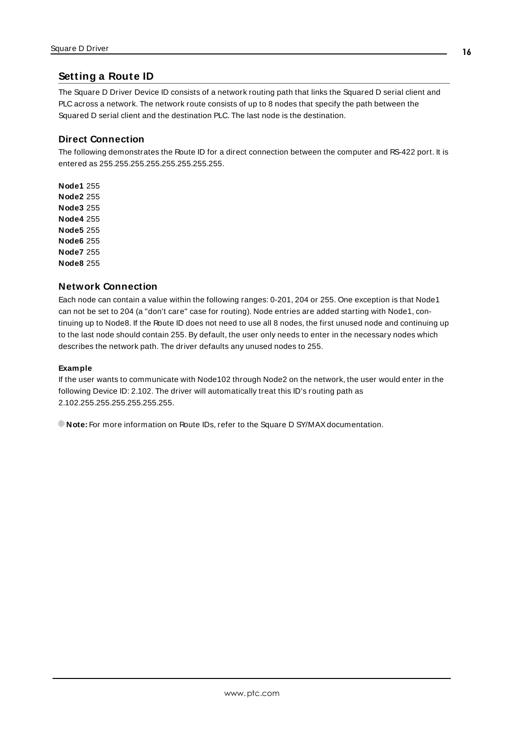## Setting a Route ID

The Square D Driver Device ID consists of a network routing path that links the Squared D serial client and PLC across a network. The network route consists of up to 8 nodes that specify the path between the Squared D serial client and the destination PLC. The last node is the destination.

### Direct Connection

The following demonstrates the Route ID for a direct connection between the computer and RS-422 port. It is entered as 255.255.255.255.255.255.255.255.

**Node1** 255
**Node2** 255
**Node3** 255
**Node4** 255
**Node5** 255
**Node6** 255
**Node7** 255
**Node8** 255

### Network Connection

Each node can contain a value within the following ranges: 0-201, 204 or 255. One exception is that Node1 can not be set to 204 (a "don't care" case for routing). Node entries are added starting with Node1, continuing up to Node8. If the Route ID does not need to use all 8 nodes, the first unused node and continuing up to the last node should contain 255. By default, the user only needs to enter in the necessary nodes which describes the network path. The driver defaults any unused nodes to 255.

#### Example

If the user wants to communicate with Node102 through Node2 on the network, the user would enter in the following Device ID: 2.102. The driver will automatically treat this ID's routing path as 2.102.255.255.255.255.255.255.

**Note:** For more information on Route IDs, refer to the Square D SY/MAX documentation.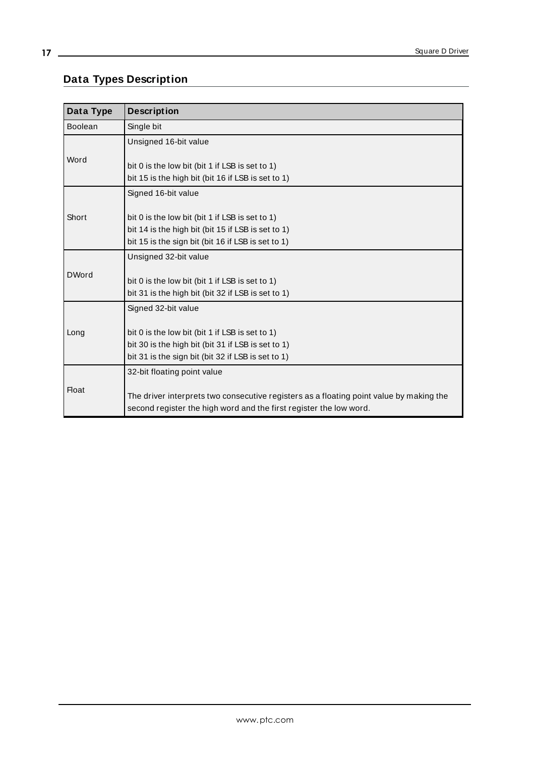## Data Types Description

| Data Type | Description |
|---|---|
| Boolean | Single bit |
| Word | Unsigned 16-bit value<br><br>bit 0 is the low bit (bit 1 if LSB is set to 1)<br>bit 15 is the high bit (bit 16 if LSB is set to 1) |
| Short | Signed 16-bit value<br><br>bit 0 is the low bit (bit 1 if LSB is set to 1)<br>bit 14 is the high bit (bit 15 if LSB is set to 1)<br>bit 15 is the sign bit (bit 16 if LSB is set to 1) |
| DWord | Unsigned 32-bit value<br><br>bit 0 is the low bit (bit 1 if LSB is set to 1)<br>bit 31 is the high bit (bit 32 if LSB is set to 1) |
| Long | Signed 32-bit value<br><br>bit 0 is the low bit (bit 1 if LSB is set to 1)<br>bit 30 is the high bit (bit 31 if LSB is set to 1)<br>bit 31 is the sign bit (bit 32 if LSB is set to 1) |
| Float | 32-bit floating point value<br><br>The driver interprets two consecutive registers as a floating point value by making the second register the high word and the first register the low word. |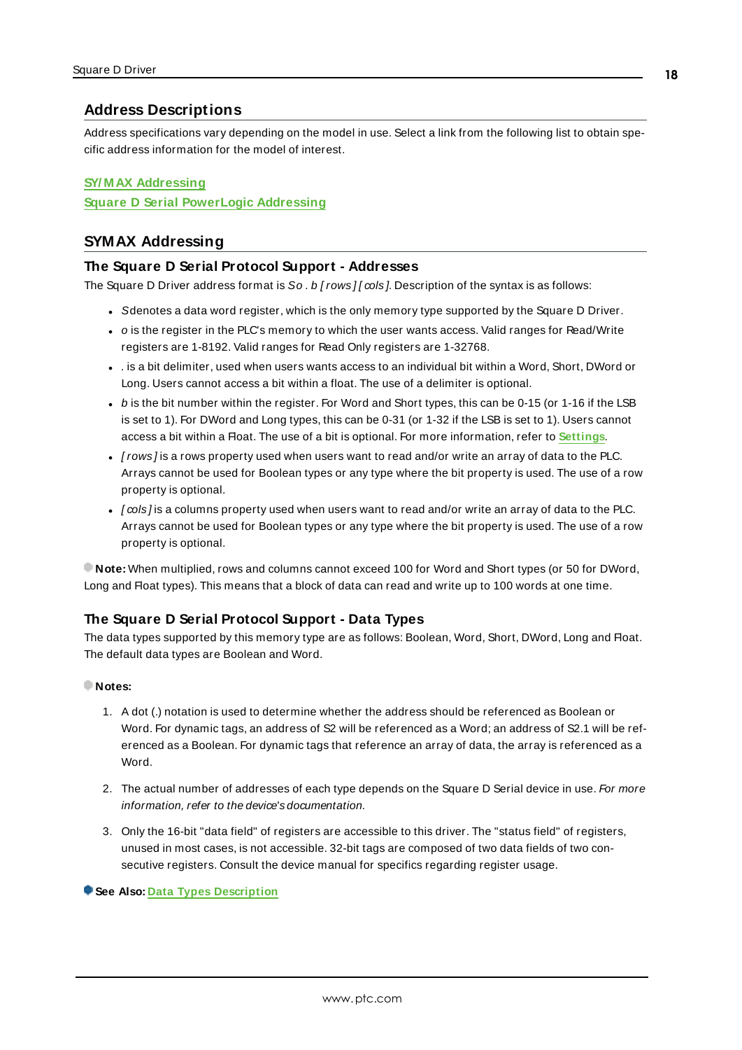## Address Descriptions

Address specifications vary depending on the model in use. Select a link from the following list to obtain specific address information for the model of interest.

**SY/MAX Addressing**
**Square D Serial PowerLogic Addressing**

## SYMAX Addressing

### The Square D Serial Protocol Support - Addresses

The Square D Driver address format is *So . b [ rows ] [ cols ]*. Description of the syntax is as follows:

- *S* denotes a data word register, which is the only memory type supported by the Square D Driver.
- *o* is the register in the PLC's memory to which the user wants access. Valid ranges for Read/Write registers are 1-8192. Valid ranges for Read Only registers are 1-32768.
- *.* is a bit delimiter, used when users wants access to an individual bit within a Word, Short, DWord or Long. Users cannot access a bit within a float. The use of a delimiter is optional.
- *b* is the bit number within the register. For Word and Short types, this can be 0-15 (or 1-16 if the LSB is set to 1). For DWord and Long types, this can be 0-31 (or 1-32 if the LSB is set to 1). Users cannot access a bit within a Float. The use of a bit is optional. For more information, refer to **Settings**.
- *[ rows ]* is a rows property used when users want to read and/or write an array of data to the PLC. Arrays cannot be used for Boolean types or any type where the bit property is used. The use of a row property is optional.
- *[ cols ]* is a columns property used when users want to read and/or write an array of data to the PLC. Arrays cannot be used for Boolean types or any type where the bit property is used. The use of a row property is optional.

**Note:** When multiplied, rows and columns cannot exceed 100 for Word and Short types (or 50 for DWord, Long and Float types). This means that a block of data can read and write up to 100 words at one time.

### The Square D Serial Protocol Support - Data Types

The data types supported by this memory type are as follows: Boolean, Word, Short, DWord, Long and Float. The default data types are Boolean and Word.

**Notes:**

1. A dot (.) notation is used to determine whether the address should be referenced as Boolean or Word. For dynamic tags, an address of S2 will be referenced as a Word; an address of S2.1 will be referenced as a Boolean. For dynamic tags that reference an array of data, the array is referenced as a Word.
2. The actual number of addresses of each type depends on the Square D Serial device in use. *For more information, refer to the device's documentation.*
3. Only the 16-bit "data field" of registers are accessible to this driver. The "status field" of registers, unused in most cases, is not accessible. 32-bit tags are composed of two data fields of two consecutive registers. Consult the device manual for specifics regarding register usage.

**See Also:** **Data Types Description**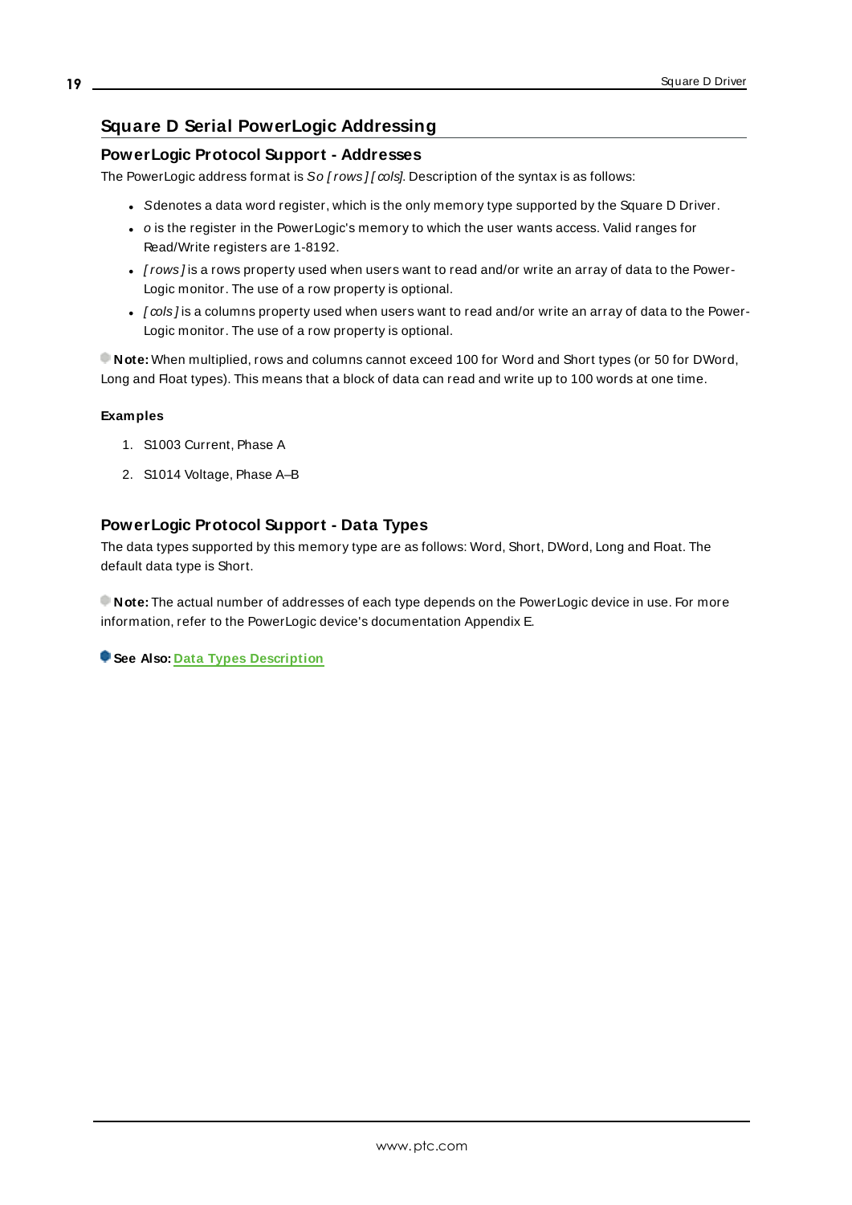# Square D Serial PowerLogic Addressing

## PowerLogic Protocol Support - Addresses

The PowerLogic address format is *So [ rows ] [ cols]*. Description of the syntax is as follows:

- *S* denotes a data word register, which is the only memory type supported by the Square D Driver.
- *o* is the register in the PowerLogic's memory to which the user wants access. Valid ranges for Read/Write registers are 1-8192.
- *[ rows ]* is a rows property used when users want to read and/or write an array of data to the PowerLogic monitor. The use of a row property is optional.
- *[ cols ]* is a columns property used when users want to read and/or write an array of data to the PowerLogic monitor. The use of a row property is optional.

**Note:** When multiplied, rows and columns cannot exceed 100 for Word and Short types (or 50 for DWord, Long and Float types). This means that a block of data can read and write up to 100 words at one time.

**Examples**

1. S1003 Current, Phase A
2. S1014 Voltage, Phase A–B

## PowerLogic Protocol Support - Data Types

The data types supported by this memory type are as follows: Word, Short, DWord, Long and Float. The default data type is Short.

**Note:** The actual number of addresses of each type depends on the PowerLogic device in use. For more information, refer to the PowerLogic device's documentation Appendix E.

**See Also:** Data Types Description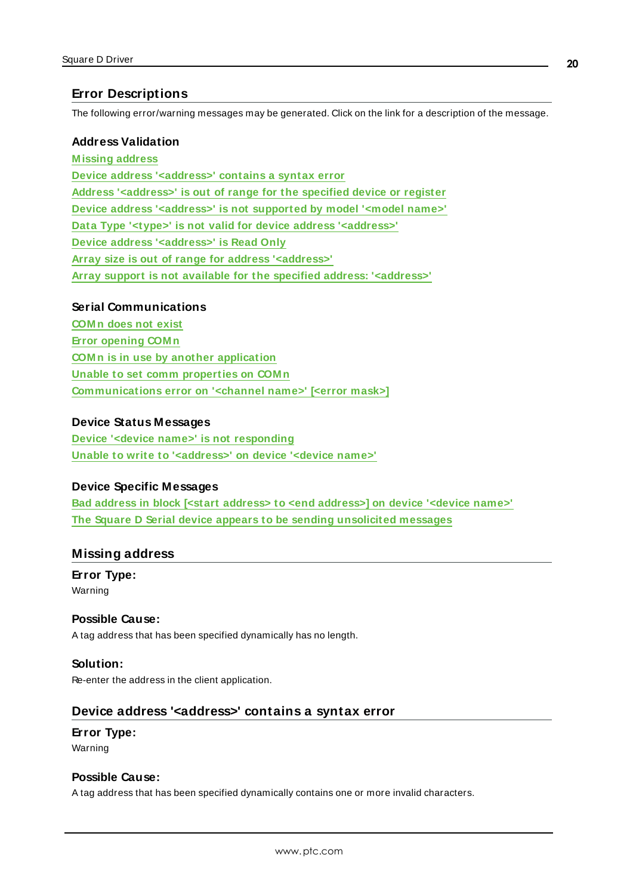## Error Descriptions

The following error/warning messages may be generated. Click on the link for a description of the message.

### Address Validation

Missing address
Device address '<address>' contains a syntax error
Address '<address>' is out of range for the specified device or register
Device address '<address>' is not supported by model '<model name>'
Data Type '<type>' is not valid for device address '<address>'
Device address '<address>' is Read Only
Array size is out of range for address '<address>'
Array support is not available for the specified address: '<address>'

### Serial Communications

COMn does not exist
Error opening COMn
COMn is in use by another application
Unable to set comm properties on COMn
Communications error on '<channel name>' [<error mask>]

### Device Status Messages

Device '<device name>' is not responding
Unable to write to '<address>' on device '<device name>'

### Device Specific Messages

Bad address in block [<start address> to <end address>] on device '<device name>'
The Square D Serial device appears to be sending unsolicited messages

## Missing address

**Error Type:**
Warning

**Possible Cause:**
A tag address that has been specified dynamically has no length.

**Solution:**
Re-enter the address in the client application.

## Device address '<address>' contains a syntax error

**Error Type:**
Warning

**Possible Cause:**
A tag address that has been specified dynamically contains one or more invalid characters.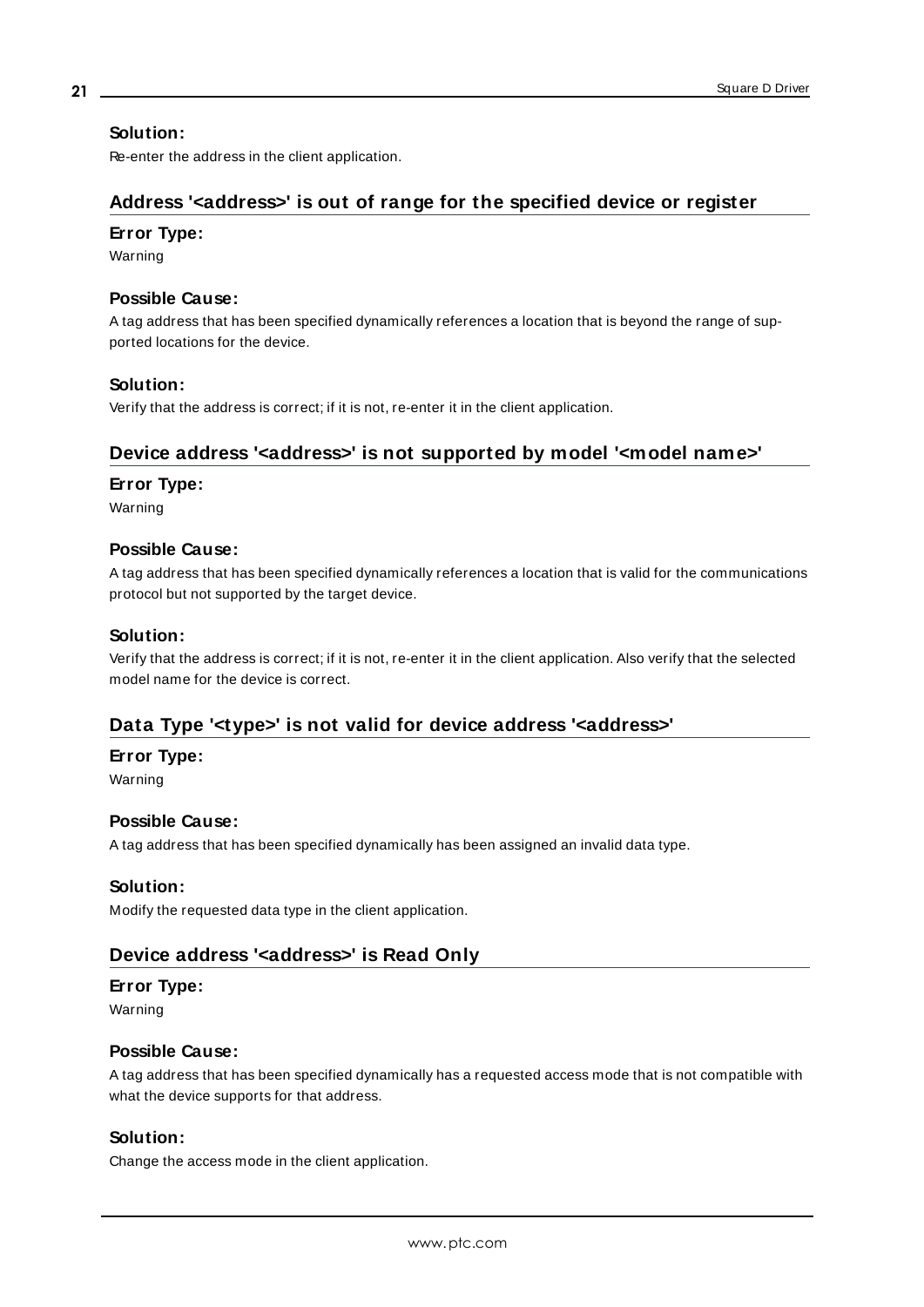#### Solution:

Re-enter the address in the client application.

### Address '<address>' is out of range for the specified device or register

#### Error Type:

Warning

#### Possible Cause:

A tag address that has been specified dynamically references a location that is beyond the range of supported locations for the device.

#### Solution:

Verify that the address is correct; if it is not, re-enter it in the client application.

### Device address '<address>' is not supported by model '<model name>'

#### Error Type:

Warning

#### Possible Cause:

A tag address that has been specified dynamically references a location that is valid for the communications protocol but not supported by the target device.

#### Solution:

Verify that the address is correct; if it is not, re-enter it in the client application. Also verify that the selected model name for the device is correct.

### Data Type '<type>' is not valid for device address '<address>'

#### Error Type:

Warning

#### Possible Cause:

A tag address that has been specified dynamically has been assigned an invalid data type.

#### Solution:

Modify the requested data type in the client application.

### Device address '<address>' is Read Only

#### Error Type:

Warning

#### Possible Cause:

A tag address that has been specified dynamically has a requested access mode that is not compatible with what the device supports for that address.

#### Solution:

Change the access mode in the client application.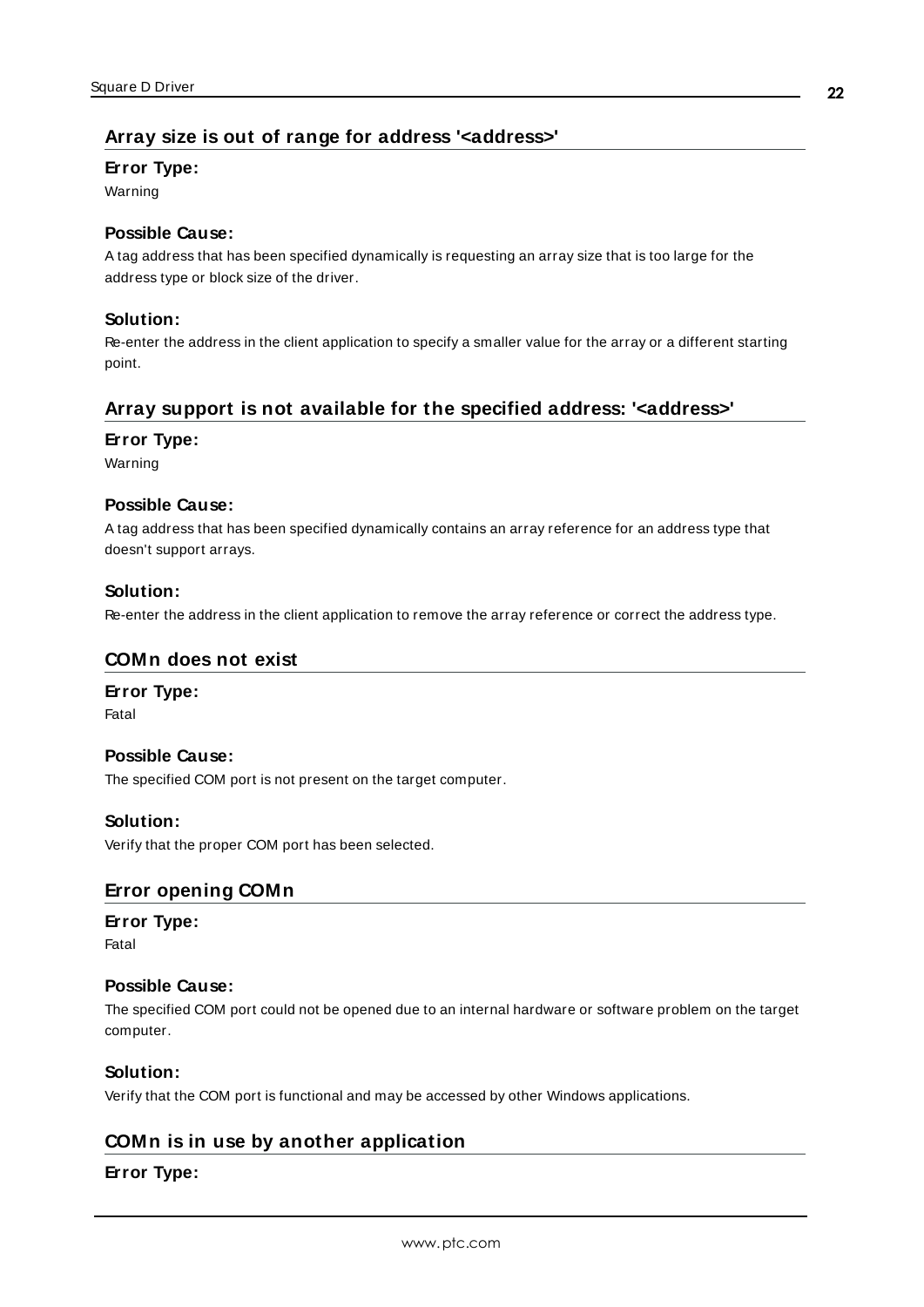## Array size is out of range for address '<address>'

**Error Type:**

Warning

**Possible Cause:**

A tag address that has been specified dynamically is requesting an array size that is too large for the address type or block size of the driver.

**Solution:**

Re-enter the address in the client application to specify a smaller value for the array or a different starting point.

## Array support is not available for the specified address: '<address>'

**Error Type:**

Warning

**Possible Cause:**

A tag address that has been specified dynamically contains an array reference for an address type that doesn't support arrays.

**Solution:**

Re-enter the address in the client application to remove the array reference or correct the address type.

## COMn does not exist

**Error Type:**

Fatal

**Possible Cause:**

The specified COM port is not present on the target computer.

**Solution:**

Verify that the proper COM port has been selected.

## Error opening COMn

**Error Type:**

Fatal

**Possible Cause:**

The specified COM port could not be opened due to an internal hardware or software problem on the target computer.

**Solution:**

Verify that the COM port is functional and may be accessed by other Windows applications.

## COMn is in use by another application

**Error Type:**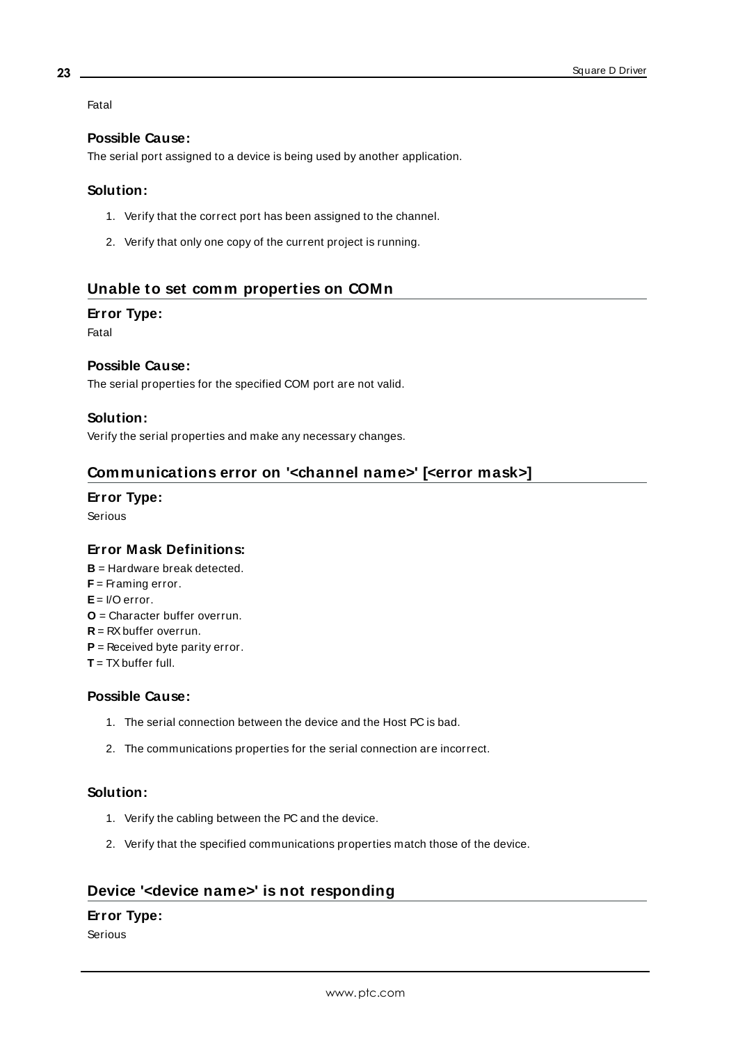Fatal

### Possible Cause:

The serial port assigned to a device is being used by another application.

### Solution:

1. Verify that the correct port has been assigned to the channel.
2. Verify that only one copy of the current project is running.

## Unable to set comm properties on COMn

### Error Type:

Fatal

### Possible Cause:

The serial properties for the specified COM port are not valid.

### Solution:

Verify the serial properties and make any necessary changes.

## Communications error on '<channel name>' [<error mask>]

### Error Type:

Serious

### Error Mask Definitions:

**B** = Hardware break detected.
**F** = Framing error.
**E** = I/O error.
**O** = Character buffer overrun.
**R** = RX buffer overrun.
**P** = Received byte parity error.
**T** = TX buffer full.

### Possible Cause:

1. The serial connection between the device and the Host PC is bad.
2. The communications properties for the serial connection are incorrect.

### Solution:

1. Verify the cabling between the PC and the device.
2. Verify that the specified communications properties match those of the device.

## Device '<device name>' is not responding

### Error Type:

Serious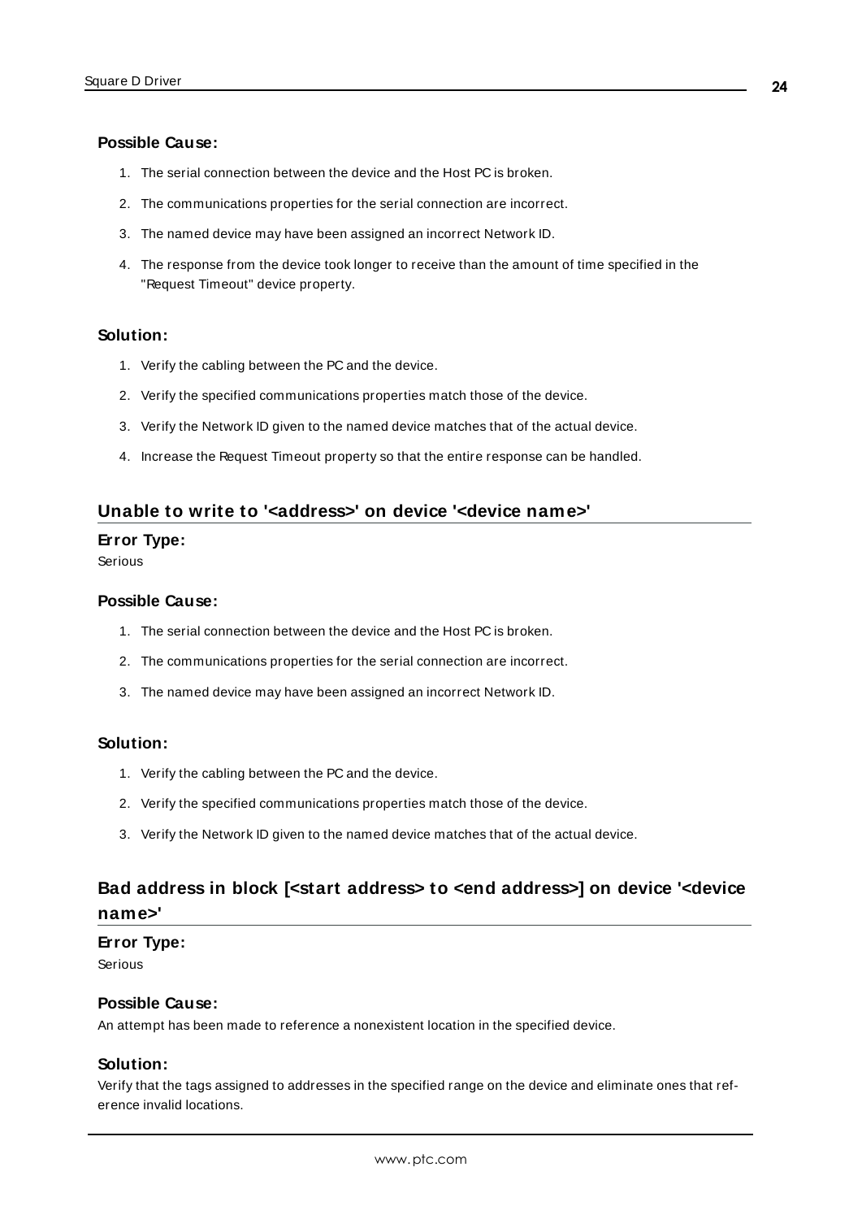**Possible Cause:**

1. The serial connection between the device and the Host PC is broken.
2. The communications properties for the serial connection are incorrect.
3. The named device may have been assigned an incorrect Network ID.
4. The response from the device took longer to receive than the amount of time specified in the "Request Timeout" device property.

**Solution:**

1. Verify the cabling between the PC and the device.
2. Verify the specified communications properties match those of the device.
3. Verify the Network ID given to the named device matches that of the actual device.
4. Increase the Request Timeout property so that the entire response can be handled.

## Unable to write to '<address>' on device '<device name>'

**Error Type:**

Serious

**Possible Cause:**

1. The serial connection between the device and the Host PC is broken.
2. The communications properties for the serial connection are incorrect.
3. The named device may have been assigned an incorrect Network ID.

**Solution:**

1. Verify the cabling between the PC and the device.
2. Verify the specified communications properties match those of the device.
3. Verify the Network ID given to the named device matches that of the actual device.

## Bad address in block [<start address> to <end address>] on device '<device name>'

**Error Type:**

Serious

**Possible Cause:**

An attempt has been made to reference a nonexistent location in the specified device.

**Solution:**

Verify that the tags assigned to addresses in the specified range on the device and eliminate ones that reference invalid locations.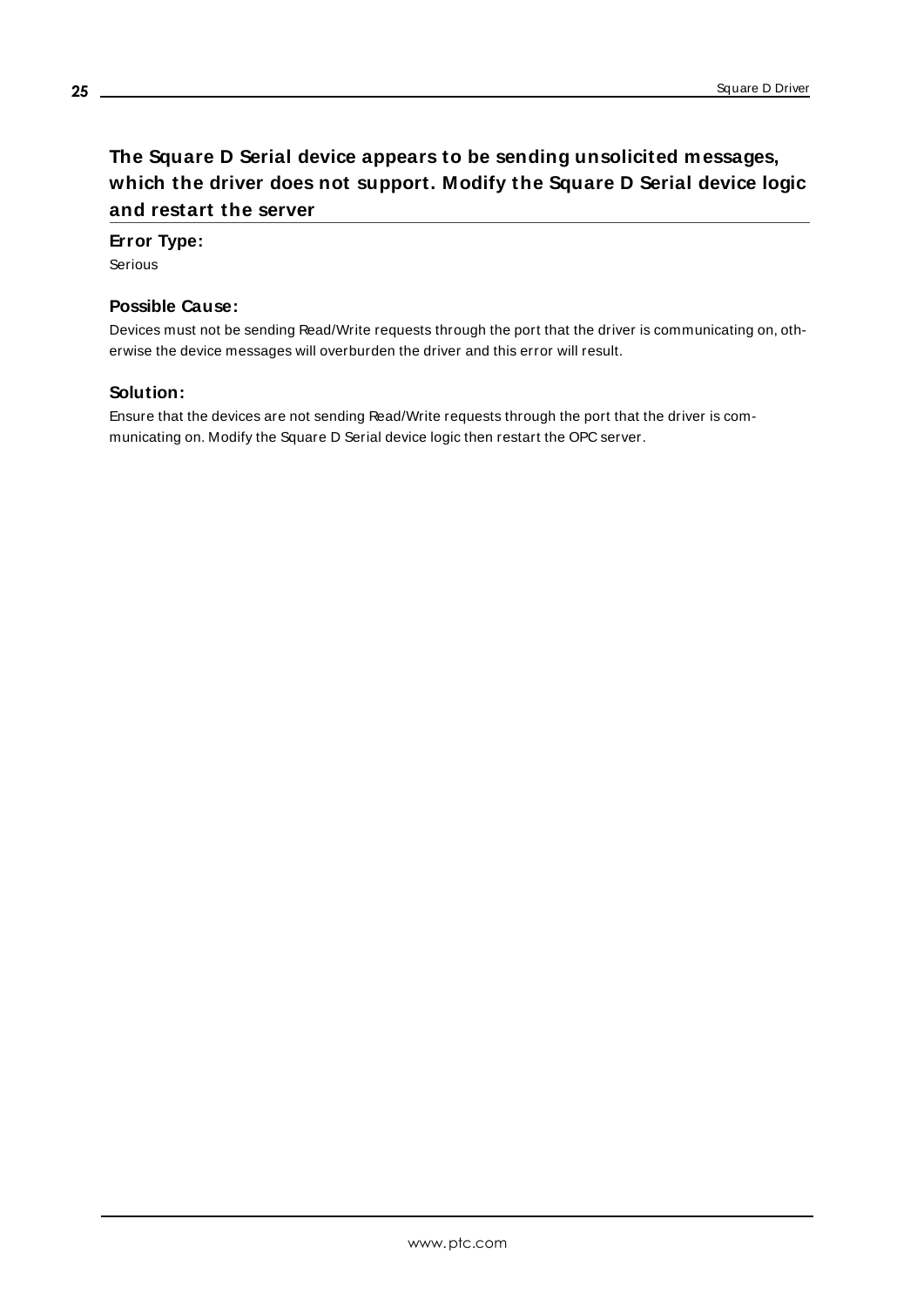# The Square D Serial device appears to be sending unsolicited messages, which the driver does not support. Modify the Square D Serial device logic and restart the server

### Error Type:

Serious

### Possible Cause:

Devices must not be sending Read/Write requests through the port that the driver is communicating on, otherwise the device messages will overburden the driver and this error will result.

### Solution:

Ensure that the devices are not sending Read/Write requests through the port that the driver is communicating on. Modify the Square D Serial device logic then restart the OPC server.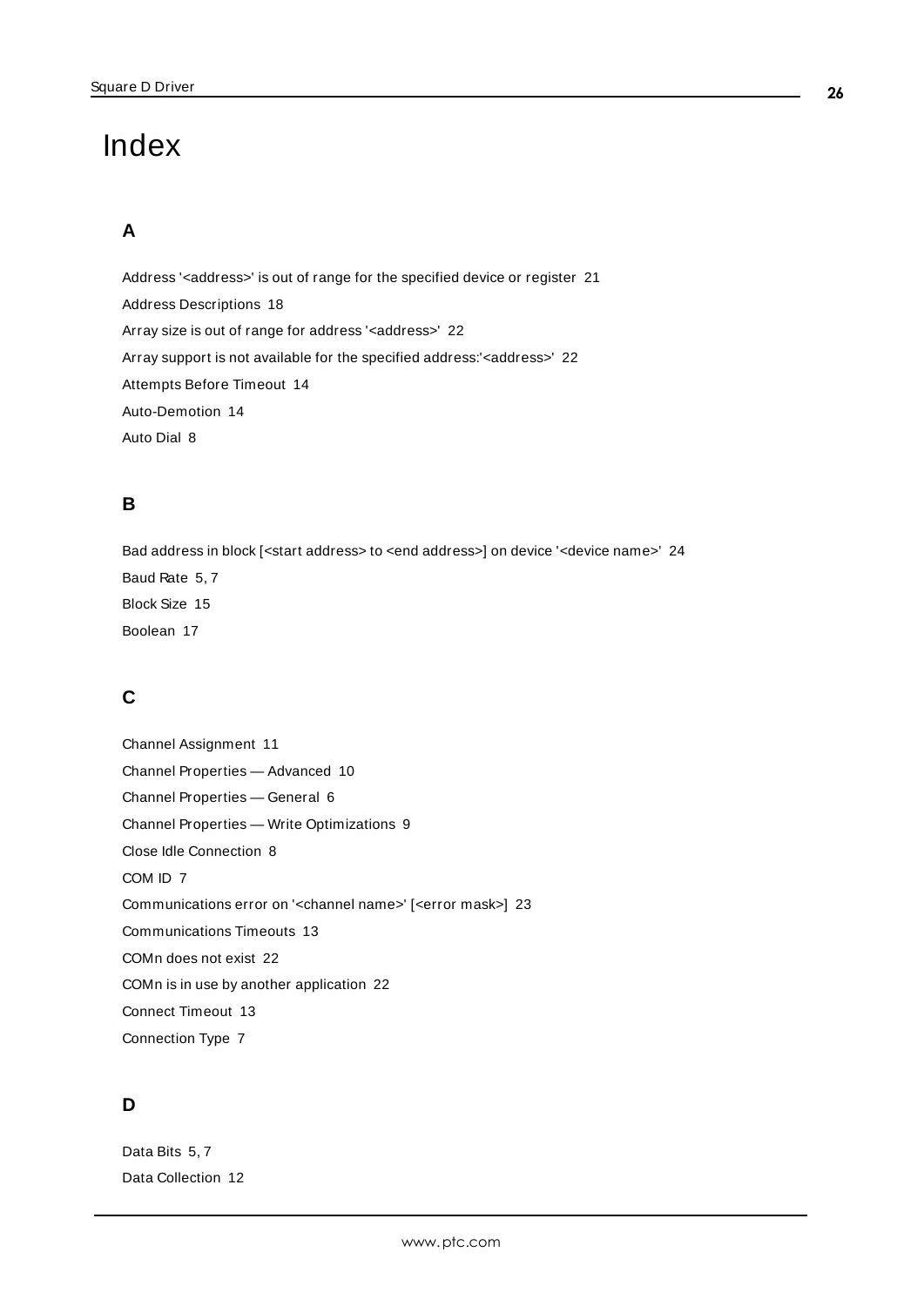# Index

## A

Address '<address>' is out of range for the specified device or register 21

Address Descriptions 18

Array size is out of range for address '<address>' 22

Array support is not available for the specified address:'<address>' 22

Attempts Before Timeout 14

Auto-Demotion 14

Auto Dial 8

## B

Bad address in block [<start address> to <end address>] on device '<device name>' 24

Baud Rate 5, 7

Block Size 15

Boolean 17

## C

Channel Assignment 11

Channel Properties — Advanced 10

Channel Properties — General 6

Channel Properties — Write Optimizations 9

Close Idle Connection 8

COM ID 7

Communications error on '<channel name>' [<error mask>] 23

Communications Timeouts 13

COMn does not exist 22

COMn is in use by another application 22

Connect Timeout 13

Connection Type 7

## D

Data Bits 5, 7

Data Collection 12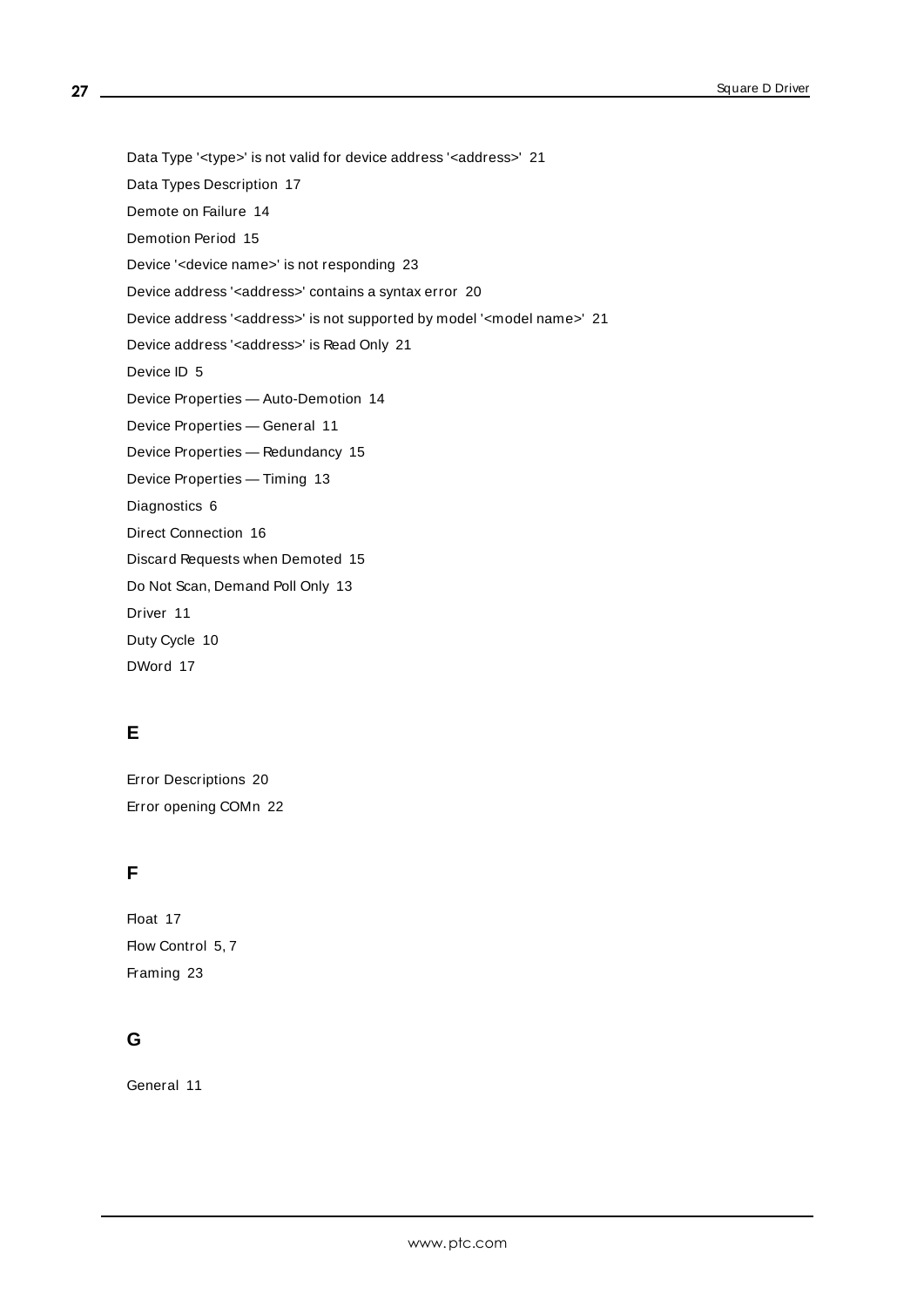Data Type '<type>' is not valid for device address '<address>' 21

Data Types Description 17

Demote on Failure 14

Demotion Period 15

Device '<device name>' is not responding 23

Device address '<address>' contains a syntax error 20

Device address '<address>' is not supported by model '<model name>' 21

Device address '<address>' is Read Only 21

Device ID 5

Device Properties — Auto-Demotion 14

Device Properties — General 11

Device Properties — Redundancy 15

Device Properties — Timing 13

Diagnostics 6

Direct Connection 16

Discard Requests when Demoted 15

Do Not Scan, Demand Poll Only 13

Driver 11

Duty Cycle 10

DWord 17

## E

Error Descriptions 20

Error opening COMn 22

## F

Float 17

Flow Control 5, 7

Framing 23

## G

General 11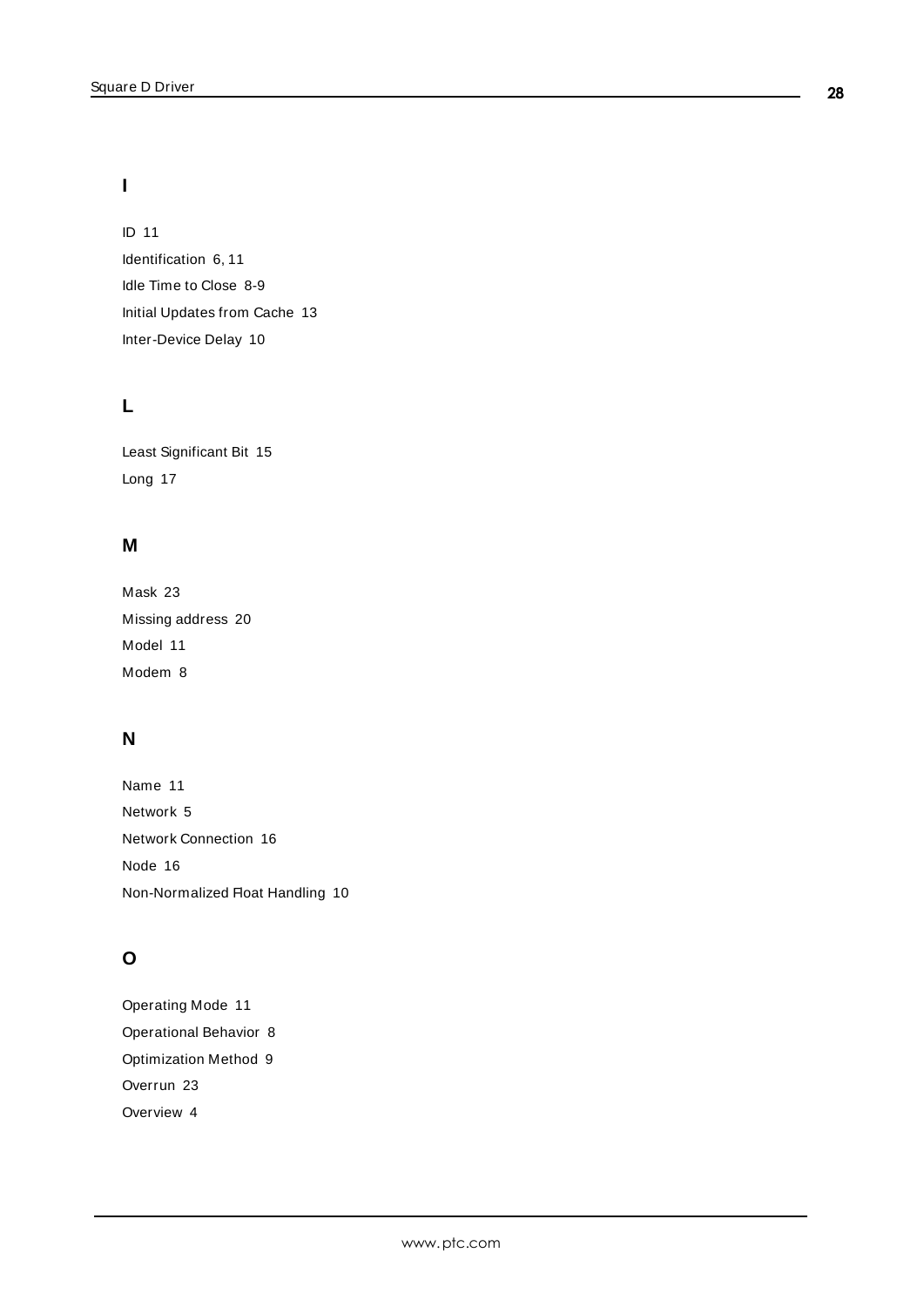## I

ID 11

Identification 6, 11

Idle Time to Close 8-9

Initial Updates from Cache 13

Inter-Device Delay 10

## L

Least Significant Bit 15

Long 17

## M

Mask 23

Missing address 20

Model 11

Modem 8

## N

Name 11

Network 5

Network Connection 16

Node 16

Non-Normalized Float Handling 10

## O

Operating Mode 11

Operational Behavior 8

Optimization Method 9

Overrun 23

Overview 4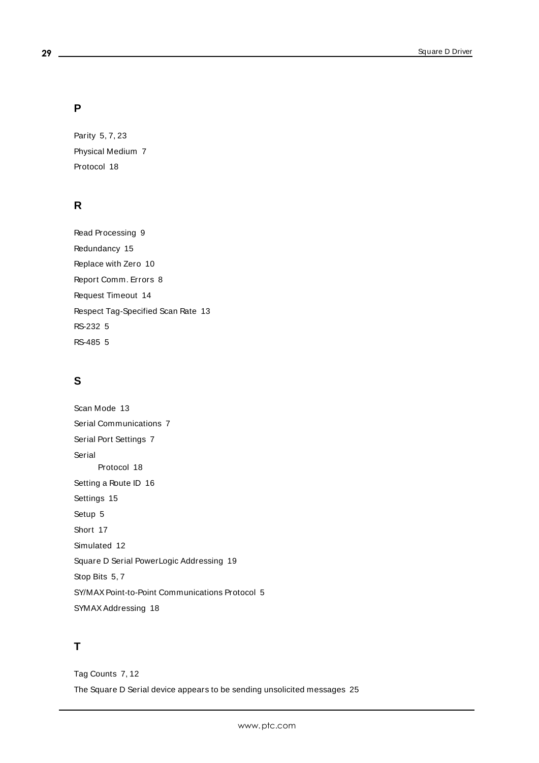## P

Parity 5, 7, 23

Physical Medium 7

Protocol 18

## R

Read Processing 9

Redundancy 15

Replace with Zero 10

Report Comm. Errors 8

Request Timeout 14

Respect Tag-Specified Scan Rate 13

RS-232 5

RS-485 5

## S

Scan Mode 13

Serial Communications 7

Serial Port Settings 7

Serial

    Protocol 18

Setting a Route ID 16

Settings 15

Setup 5

Short 17

Simulated 12

Square D Serial PowerLogic Addressing 19

Stop Bits 5, 7

SY/MAX Point-to-Point Communications Protocol 5

SYMAX Addressing 18

## T

Tag Counts 7, 12

The Square D Serial device appears to be sending unsolicited messages 25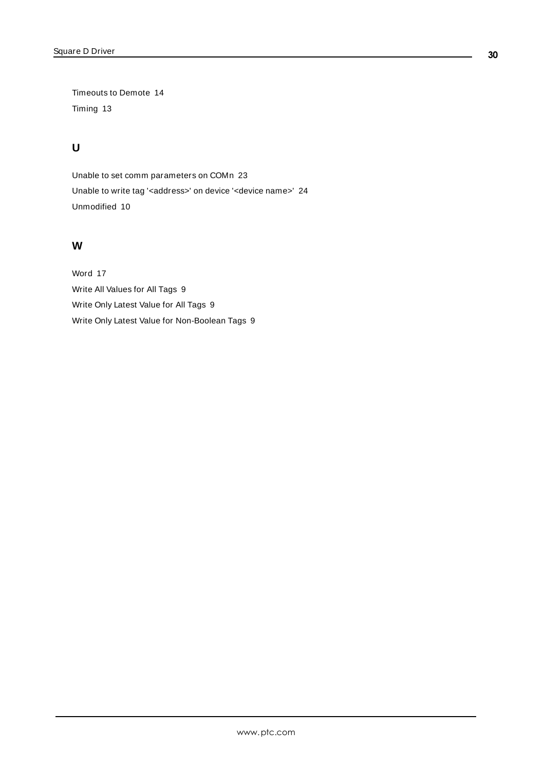Timeouts to Demote 14

Timing 13

## U

Unable to set comm parameters on COMn 23

Unable to write tag '<address>' on device '<device name>' 24

Unmodified 10

## W

Word 17

Write All Values for All Tags 9

Write Only Latest Value for All Tags 9

Write Only Latest Value for Non-Boolean Tags 9